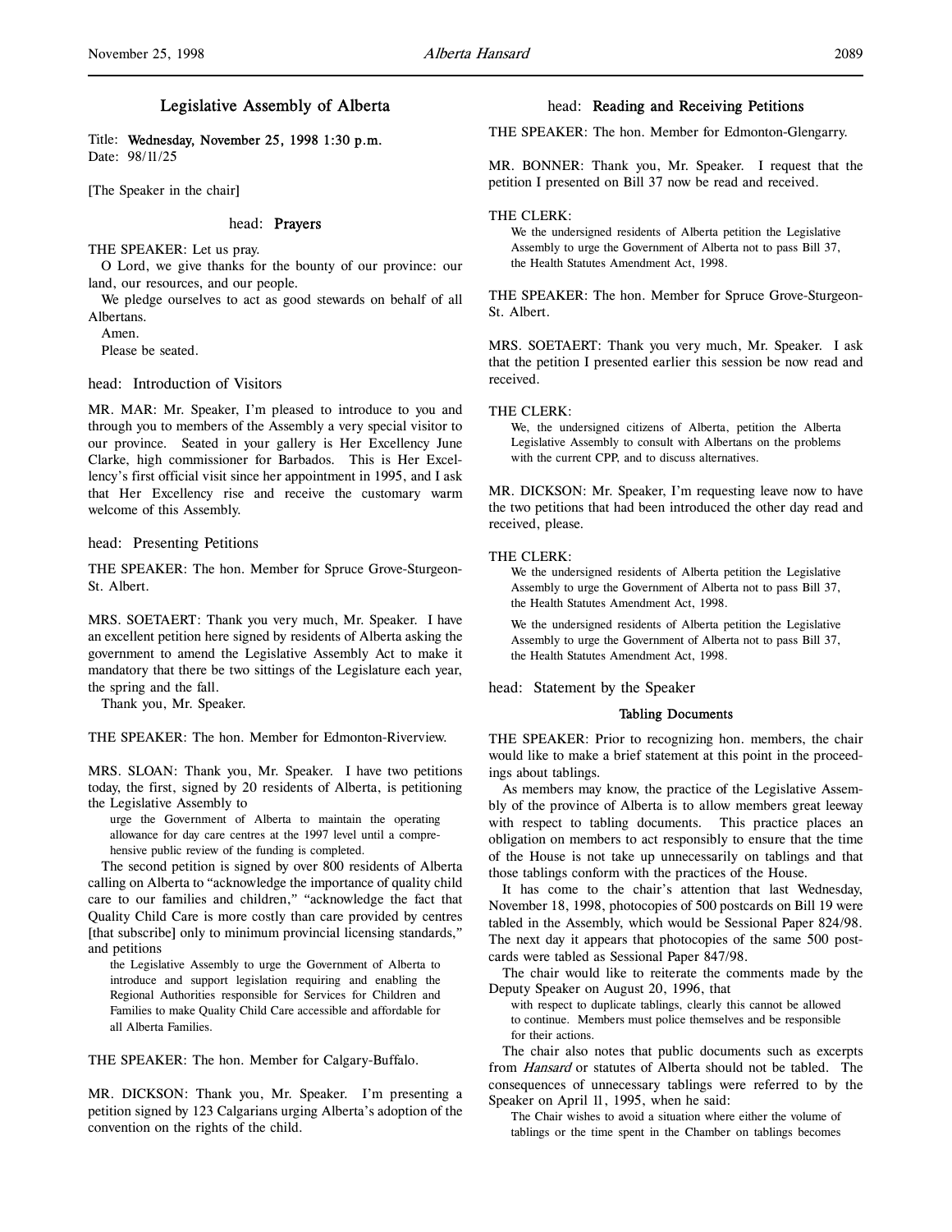# Legislative Assembly of Alberta

Title: **Wednesday, November 25, 1998 1:30 p.m.**
Date: 98/11/25

[The Speaker in the chair]

## head: **Prayers**

THE SPEAKER: Let us pray.

O Lord, we give thanks for the bounty of our province: our land, our resources, and our people.

We pledge ourselves to act as good stewards on behalf of all Albertans.

Amen.

Please be seated.

## head: Introduction of Visitors

MR. MAR: Mr. Speaker, I'm pleased to introduce to you and through you to members of the Assembly a very special visitor to our province. Seated in your gallery is Her Excellency June Clarke, high commissioner for Barbados. This is Her Excellency's first official visit since her appointment in 1995, and I ask that Her Excellency rise and receive the customary warm welcome of this Assembly.

## head: Presenting Petitions

THE SPEAKER: The hon. Member for Spruce Grove-Sturgeon-St. Albert.

MRS. SOETAERT: Thank you very much, Mr. Speaker. I have an excellent petition here signed by residents of Alberta asking the government to amend the Legislative Assembly Act to make it mandatory that there be two sittings of the Legislature each year, the spring and the fall.

Thank you, Mr. Speaker.

THE SPEAKER: The hon. Member for Edmonton-Riverview.

MRS. SLOAN: Thank you, Mr. Speaker. I have two petitions today, the first, signed by 20 residents of Alberta, is petitioning the Legislative Assembly to

> urge the Government of Alberta to maintain the operating allowance for day care centres at the 1997 level until a comprehensive public review of the funding is completed.

The second petition is signed by over 800 residents of Alberta calling on Alberta to "acknowledge the importance of quality child care to our families and children," "acknowledge the fact that Quality Child Care is more costly than care provided by centres [that subscribe] only to minimum provincial licensing standards," and petitions

> the Legislative Assembly to urge the Government of Alberta to introduce and support legislation requiring and enabling the Regional Authorities responsible for Services for Children and Families to make Quality Child Care accessible and affordable for all Alberta Families.

THE SPEAKER: The hon. Member for Calgary-Buffalo.

MR. DICKSON: Thank you, Mr. Speaker. I'm presenting a petition signed by 123 Calgarians urging Alberta's adoption of the convention on the rights of the child.

## head: **Reading and Receiving Petitions**

THE SPEAKER: The hon. Member for Edmonton-Glengarry.

MR. BONNER: Thank you, Mr. Speaker. I request that the petition I presented on Bill 37 now be read and received.

THE CLERK:

> We the undersigned residents of Alberta petition the Legislative Assembly to urge the Government of Alberta not to pass Bill 37, the Health Statutes Amendment Act, 1998.

THE SPEAKER: The hon. Member for Spruce Grove-Sturgeon-St. Albert.

MRS. SOETAERT: Thank you very much, Mr. Speaker. I ask that the petition I presented earlier this session be now read and received.

THE CLERK:

> We, the undersigned citizens of Alberta, petition the Alberta Legislative Assembly to consult with Albertans on the problems with the current CPP, and to discuss alternatives.

MR. DICKSON: Mr. Speaker, I'm requesting leave now to have the two petitions that had been introduced the other day read and received, please.

THE CLERK:

> We the undersigned residents of Alberta petition the Legislative Assembly to urge the Government of Alberta not to pass Bill 37, the Health Statutes Amendment Act, 1998.
>
> We the undersigned residents of Alberta petition the Legislative Assembly to urge the Government of Alberta not to pass Bill 37, the Health Statutes Amendment Act, 1998.

## head: Statement by the Speaker

### **Tabling Documents**

THE SPEAKER: Prior to recognizing hon. members, the chair would like to make a brief statement at this point in the proceedings about tablings.

As members may know, the practice of the Legislative Assembly of the province of Alberta is to allow members great leeway with respect to tabling documents. This practice places an obligation on members to act responsibly to ensure that the time of the House is not take up unnecessarily on tablings and that those tablings conform with the practices of the House.

It has come to the chair's attention that last Wednesday, November 18, 1998, photocopies of 500 postcards on Bill 19 were tabled in the Assembly, which would be Sessional Paper 824/98. The next day it appears that photocopies of the same 500 postcards were tabled as Sessional Paper 847/98.

The chair would like to reiterate the comments made by the Deputy Speaker on August 20, 1996, that

> with respect to duplicate tablings, clearly this cannot be allowed to continue. Members must police themselves and be responsible for their actions.

The chair also notes that public documents such as excerpts from *Hansard* or statutes of Alberta should not be tabled. The consequences of unnecessary tablings were referred to by the Speaker on April 11, 1995, when he said:

> The Chair wishes to avoid a situation where either the volume of tablings or the time spent in the Chamber on tablings becomes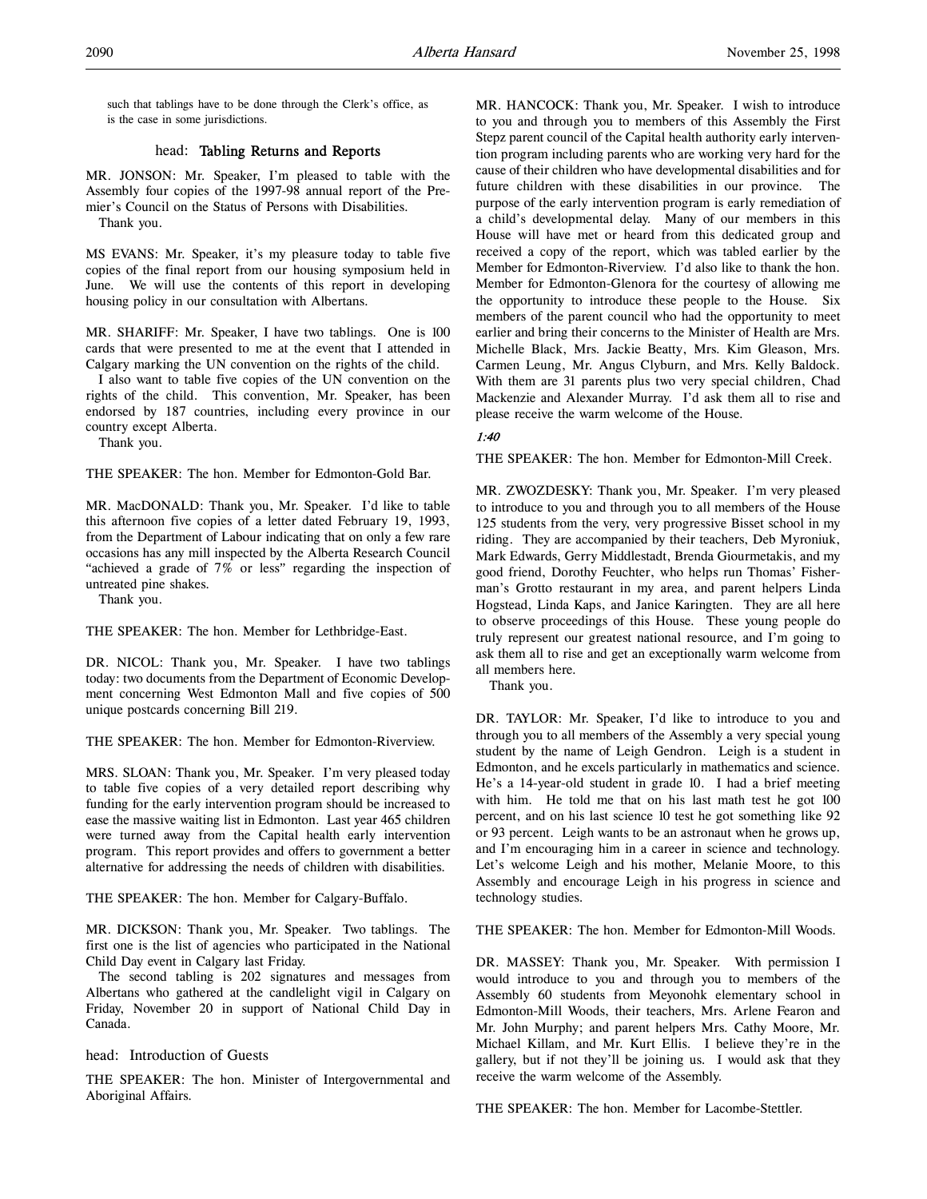such that tablings have to be done through the Clerk's office, as is the case in some jurisdictions.

## head: Tabling Returns and Reports

MR. JONSON: Mr. Speaker, I'm pleased to table with the Assembly four copies of the 1997-98 annual report of the Premier's Council on the Status of Persons with Disabilities.

Thank you.

MS EVANS: Mr. Speaker, it's my pleasure today to table five copies of the final report from our housing symposium held in June. We will use the contents of this report in developing housing policy in our consultation with Albertans.

MR. SHARIFF: Mr. Speaker, I have two tablings. One is 100 cards that were presented to me at the event that I attended in Calgary marking the UN convention on the rights of the child.

I also want to table five copies of the UN convention on the rights of the child. This convention, Mr. Speaker, has been endorsed by 187 countries, including every province in our country except Alberta.

Thank you.

THE SPEAKER: The hon. Member for Edmonton-Gold Bar.

MR. MacDONALD: Thank you, Mr. Speaker. I'd like to table this afternoon five copies of a letter dated February 19, 1993, from the Department of Labour indicating that on only a few rare occasions has any mill inspected by the Alberta Research Council "achieved a grade of 7% or less" regarding the inspection of untreated pine shakes.

Thank you.

THE SPEAKER: The hon. Member for Lethbridge-East.

DR. NICOL: Thank you, Mr. Speaker. I have two tablings today: two documents from the Department of Economic Development concerning West Edmonton Mall and five copies of 500 unique postcards concerning Bill 219.

THE SPEAKER: The hon. Member for Edmonton-Riverview.

MRS. SLOAN: Thank you, Mr. Speaker. I'm very pleased today to table five copies of a very detailed report describing why funding for the early intervention program should be increased to ease the massive waiting list in Edmonton. Last year 465 children were turned away from the Capital health early intervention program. This report provides and offers to government a better alternative for addressing the needs of children with disabilities.

THE SPEAKER: The hon. Member for Calgary-Buffalo.

MR. DICKSON: Thank you, Mr. Speaker. Two tablings. The first one is the list of agencies who participated in the National Child Day event in Calgary last Friday.

The second tabling is 202 signatures and messages from Albertans who gathered at the candlelight vigil in Calgary on Friday, November 20 in support of National Child Day in Canada.

## head: Introduction of Guests

THE SPEAKER: The hon. Minister of Intergovernmental and Aboriginal Affairs.

MR. HANCOCK: Thank you, Mr. Speaker. I wish to introduce to you and through you to members of this Assembly the First Stepz parent council of the Capital health authority early intervention program including parents who are working very hard for the cause of their children who have developmental disabilities and for future children with these disabilities in our province. The purpose of the early intervention program is early remediation of a child's developmental delay. Many of our members in this House will have met or heard from this dedicated group and received a copy of the report, which was tabled earlier by the Member for Edmonton-Riverview. I'd also like to thank the hon. Member for Edmonton-Glenora for the courtesy of allowing me the opportunity to introduce these people to the House. Six members of the parent council who had the opportunity to meet earlier and bring their concerns to the Minister of Health are Mrs. Michelle Black, Mrs. Jackie Beatty, Mrs. Kim Gleason, Mrs. Carmen Leung, Mr. Angus Clyburn, and Mrs. Kelly Baldock. With them are 31 parents plus two very special children, Chad Mackenzie and Alexander Murray. I'd ask them all to rise and please receive the warm welcome of the House.

*1:40*

THE SPEAKER: The hon. Member for Edmonton-Mill Creek.

MR. ZWOZDESKY: Thank you, Mr. Speaker. I'm very pleased to introduce to you and through you to all members of the House 125 students from the very, very progressive Bisset school in my riding. They are accompanied by their teachers, Deb Myroniuk, Mark Edwards, Gerry Middlestadt, Brenda Giourmetakis, and my good friend, Dorothy Feuchter, who helps run Thomas' Fisherman's Grotto restaurant in my area, and parent helpers Linda Hogstead, Linda Kaps, and Janice Karingten. They are all here to observe proceedings of this House. These young people do truly represent our greatest national resource, and I'm going to ask them all to rise and get an exceptionally warm welcome from all members here.

Thank you.

DR. TAYLOR: Mr. Speaker, I'd like to introduce to you and through you to all members of the Assembly a very special young student by the name of Leigh Gendron. Leigh is a student in Edmonton, and he excels particularly in mathematics and science. He's a 14-year-old student in grade 10. I had a brief meeting with him. He told me that on his last math test he got 100 percent, and on his last science 10 test he got something like 92 or 93 percent. Leigh wants to be an astronaut when he grows up, and I'm encouraging him in a career in science and technology. Let's welcome Leigh and his mother, Melanie Moore, to this Assembly and encourage Leigh in his progress in science and technology studies.

THE SPEAKER: The hon. Member for Edmonton-Mill Woods.

DR. MASSEY: Thank you, Mr. Speaker. With permission I would introduce to you and through you to members of the Assembly 60 students from Meyonohk elementary school in Edmonton-Mill Woods, their teachers, Mrs. Arlene Fearon and Mr. John Murphy; and parent helpers Mrs. Cathy Moore, Mr. Michael Killam, and Mr. Kurt Ellis. I believe they're in the gallery, but if not they'll be joining us. I would ask that they receive the warm welcome of the Assembly.

THE SPEAKER: The hon. Member for Lacombe-Stettler.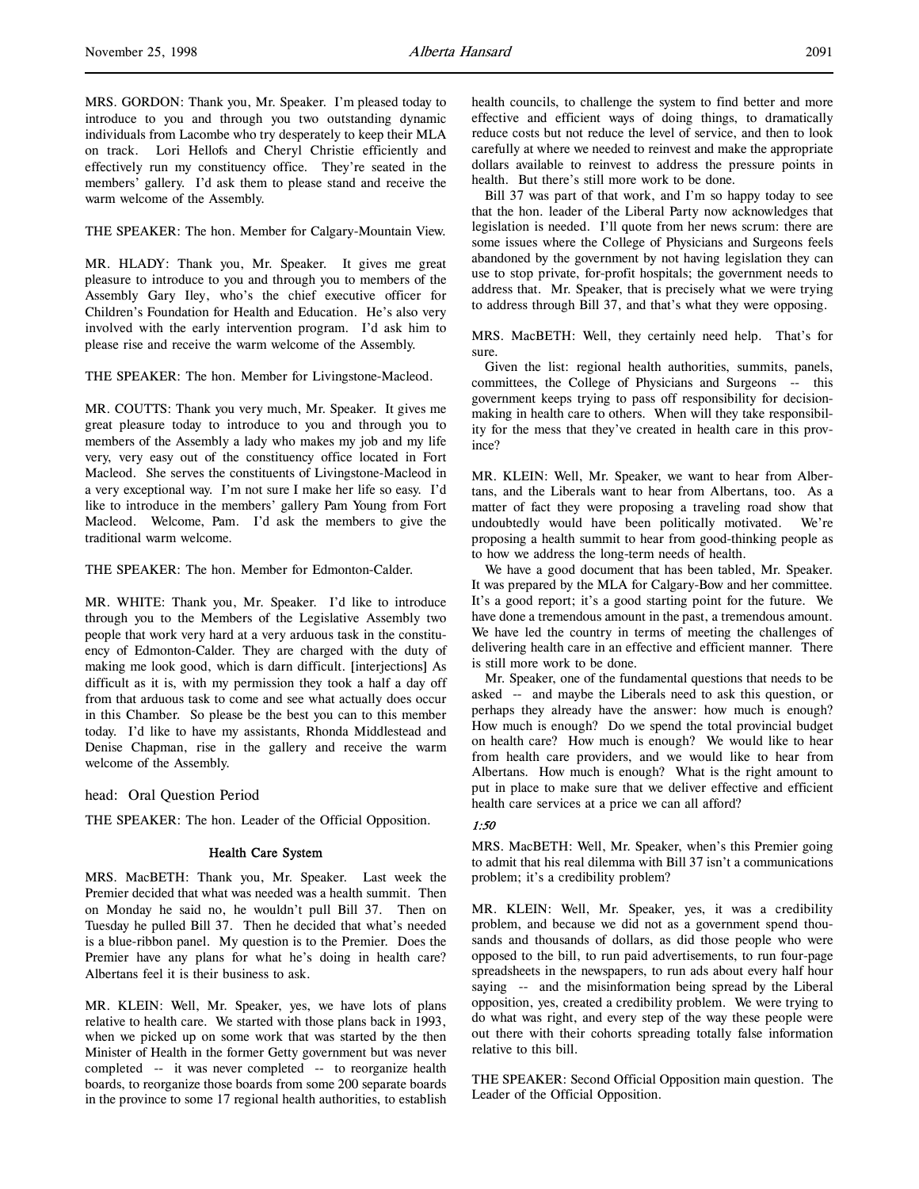MRS. GORDON: Thank you, Mr. Speaker. I'm pleased today to introduce to you and through you two outstanding dynamic individuals from Lacombe who try desperately to keep their MLA on track. Lori Hellofs and Cheryl Christie efficiently and effectively run my constituency office. They're seated in the members' gallery. I'd ask them to please stand and receive the warm welcome of the Assembly.

THE SPEAKER: The hon. Member for Calgary-Mountain View.

MR. HLADY: Thank you, Mr. Speaker. It gives me great pleasure to introduce to you and through you to members of the Assembly Gary Iley, who's the chief executive officer for Children's Foundation for Health and Education. He's also very involved with the early intervention program. I'd ask him to please rise and receive the warm welcome of the Assembly.

THE SPEAKER: The hon. Member for Livingstone-Macleod.

MR. COUTTS: Thank you very much, Mr. Speaker. It gives me great pleasure today to introduce to you and through you to members of the Assembly a lady who makes my job and my life very, very easy out of the constituency office located in Fort Macleod. She serves the constituents of Livingstone-Macleod in a very exceptional way. I'm not sure I make her life so easy. I'd like to introduce in the members' gallery Pam Young from Fort Macleod. Welcome, Pam. I'd ask the members to give the traditional warm welcome.

THE SPEAKER: The hon. Member for Edmonton-Calder.

MR. WHITE: Thank you, Mr. Speaker. I'd like to introduce through you to the Members of the Legislative Assembly two people that work very hard at a very arduous task in the constituency of Edmonton-Calder. They are charged with the duty of making me look good, which is darn difficult. [interjections] As difficult as it is, with my permission they took a half a day off from that arduous task to come and see what actually does occur in this Chamber. So please be the best you can to this member today. I'd like to have my assistants, Rhonda Middlestead and Denise Chapman, rise in the gallery and receive the warm welcome of the Assembly.

head: Oral Question Period

THE SPEAKER: The hon. Leader of the Official Opposition.

### Health Care System

MRS. MacBETH: Thank you, Mr. Speaker. Last week the Premier decided that what was needed was a health summit. Then on Monday he said no, he wouldn't pull Bill 37. Then on Tuesday he pulled Bill 37. Then he decided that what's needed is a blue-ribbon panel. My question is to the Premier. Does the Premier have any plans for what he's doing in health care? Albertans feel it is their business to ask.

MR. KLEIN: Well, Mr. Speaker, yes, we have lots of plans relative to health care. We started with those plans back in 1993, when we picked up on some work that was started by the then Minister of Health in the former Getty government but was never completed -- it was never completed -- to reorganize health boards, to reorganize those boards from some 200 separate boards in the province to some 17 regional health authorities, to establish health councils, to challenge the system to find better and more effective and efficient ways of doing things, to dramatically reduce costs but not reduce the level of service, and then to look carefully at where we needed to reinvest and make the appropriate dollars available to reinvest to address the pressure points in health. But there's still more work to be done.

Bill 37 was part of that work, and I'm so happy today to see that the hon. leader of the Liberal Party now acknowledges that legislation is needed. I'll quote from her news scrum: there are some issues where the College of Physicians and Surgeons feels abandoned by the government by not having legislation they can use to stop private, for-profit hospitals; the government needs to address that. Mr. Speaker, that is precisely what we were trying to address through Bill 37, and that's what they were opposing.

MRS. MacBETH: Well, they certainly need help. That's for sure.

Given the list: regional health authorities, summits, panels, committees, the College of Physicians and Surgeons -- this government keeps trying to pass off responsibility for decision-making in health care to others. When will they take responsibility for the mess that they've created in health care in this province?

MR. KLEIN: Well, Mr. Speaker, we want to hear from Albertans, and the Liberals want to hear from Albertans, too. As a matter of fact they were proposing a traveling road show that undoubtedly would have been politically motivated. We're proposing a health summit to hear from good-thinking people as to how we address the long-term needs of health.

We have a good document that has been tabled, Mr. Speaker. It was prepared by the MLA for Calgary-Bow and her committee. It's a good report; it's a good starting point for the future. We have done a tremendous amount in the past, a tremendous amount. We have led the country in terms of meeting the challenges of delivering health care in an effective and efficient manner. There is still more work to be done.

Mr. Speaker, one of the fundamental questions that needs to be asked -- and maybe the Liberals need to ask this question, or perhaps they already have the answer: how much is enough? How much is enough? Do we spend the total provincial budget on health care? How much is enough? We would like to hear from health care providers, and we would like to hear from Albertans. How much is enough? What is the right amount to put in place to make sure that we deliver effective and efficient health care services at a price we can all afford?

*1:50*

MRS. MacBETH: Well, Mr. Speaker, when's this Premier going to admit that his real dilemma with Bill 37 isn't a communications problem; it's a credibility problem?

MR. KLEIN: Well, Mr. Speaker, yes, it was a credibility problem, and because we did not as a government spend thousands and thousands of dollars, as did those people who were opposed to the bill, to run paid advertisements, to run four-page spreadsheets in the newspapers, to run ads about every half hour saying -- and the misinformation being spread by the Liberal opposition, yes, created a credibility problem. We were trying to do what was right, and every step of the way these people were out there with their cohorts spreading totally false information relative to this bill.

THE SPEAKER: Second Official Opposition main question. The Leader of the Official Opposition.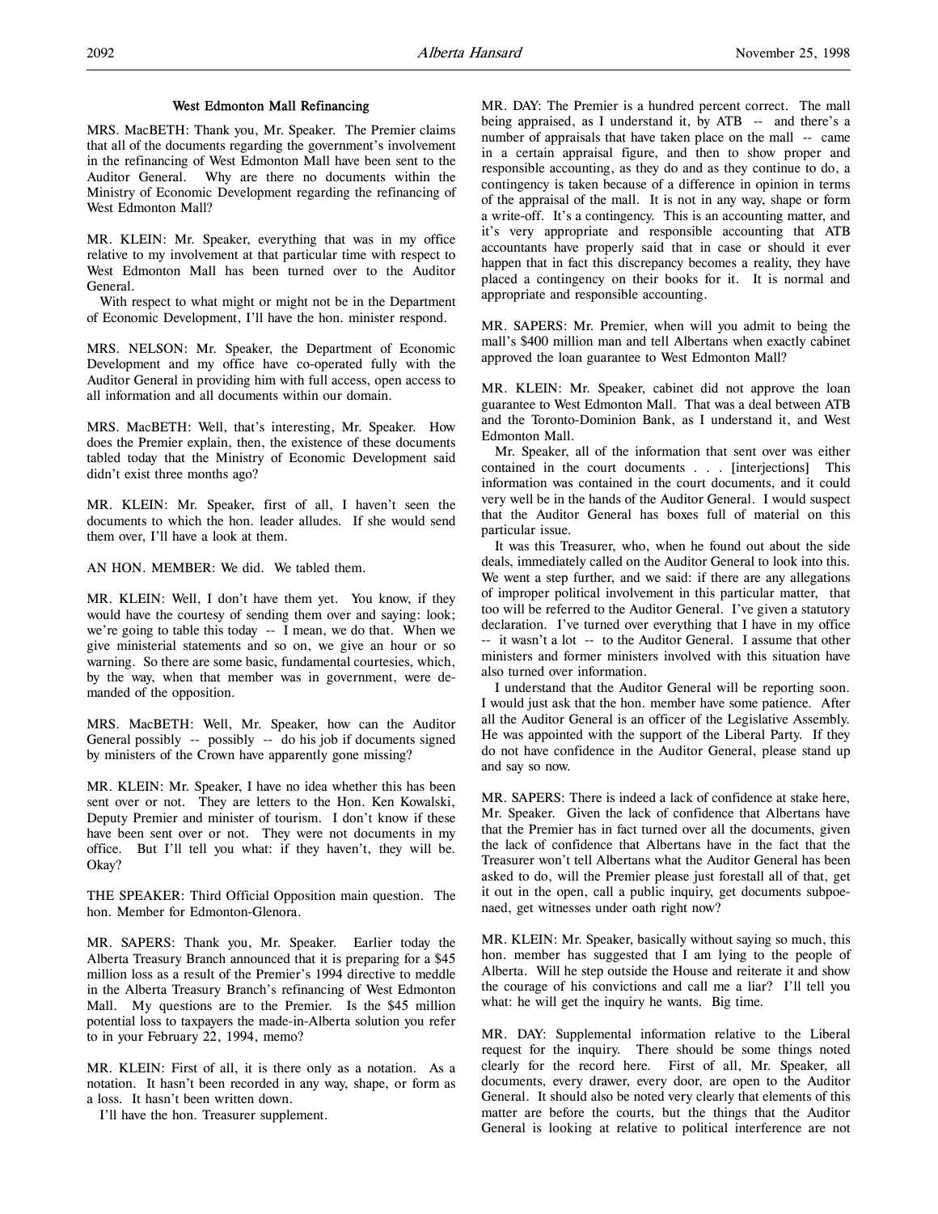### West Edmonton Mall Refinancing

MRS. MacBETH: Thank you, Mr. Speaker. The Premier claims that all of the documents regarding the government's involvement in the refinancing of West Edmonton Mall have been sent to the Auditor General. Why are there no documents within the Ministry of Economic Development regarding the refinancing of West Edmonton Mall?

MR. KLEIN: Mr. Speaker, everything that was in my office relative to my involvement at that particular time with respect to West Edmonton Mall has been turned over to the Auditor General.

With respect to what might or might not be in the Department of Economic Development, I'll have the hon. minister respond.

MRS. NELSON: Mr. Speaker, the Department of Economic Development and my office have co-operated fully with the Auditor General in providing him with full access, open access to all information and all documents within our domain.

MRS. MacBETH: Well, that's interesting, Mr. Speaker. How does the Premier explain, then, the existence of these documents tabled today that the Ministry of Economic Development said didn't exist three months ago?

MR. KLEIN: Mr. Speaker, first of all, I haven't seen the documents to which the hon. leader alludes. If she would send them over, I'll have a look at them.

AN HON. MEMBER: We did. We tabled them.

MR. KLEIN: Well, I don't have them yet. You know, if they would have the courtesy of sending them over and saying: look; we're going to table this today -- I mean, we do that. When we give ministerial statements and so on, we give an hour or so warning. So there are some basic, fundamental courtesies, which, by the way, when that member was in government, were demanded of the opposition.

MRS. MacBETH: Well, Mr. Speaker, how can the Auditor General possibly -- possibly -- do his job if documents signed by ministers of the Crown have apparently gone missing?

MR. KLEIN: Mr. Speaker, I have no idea whether this has been sent over or not. They are letters to the Hon. Ken Kowalski, Deputy Premier and minister of tourism. I don't know if these have been sent over or not. They were not documents in my office. But I'll tell you what: if they haven't, they will be. Okay?

THE SPEAKER: Third Official Opposition main question. The hon. Member for Edmonton-Glenora.

MR. SAPERS: Thank you, Mr. Speaker. Earlier today the Alberta Treasury Branch announced that it is preparing for a $45 million loss as a result of the Premier's 1994 directive to meddle in the Alberta Treasury Branch's refinancing of West Edmonton Mall. My questions are to the Premier. Is the $45 million potential loss to taxpayers the made-in-Alberta solution you refer to in your February 22, 1994, memo?

MR. KLEIN: First of all, it is there only as a notation. As a notation. It hasn't been recorded in any way, shape, or form as a loss. It hasn't been written down.

I'll have the hon. Treasurer supplement.

MR. DAY: The Premier is a hundred percent correct. The mall being appraised, as I understand it, by ATB -- and there's a number of appraisals that have taken place on the mall -- came in a certain appraisal figure, and then to show proper and responsible accounting, as they do and as they continue to do, a contingency is taken because of a difference in opinion in terms of the appraisal of the mall. It is not in any way, shape or form a write-off. It's a contingency. This is an accounting matter, and it's very appropriate and responsible accounting that ATB accountants have properly said that in case or should it ever happen that in fact this discrepancy becomes a reality, they have placed a contingency on their books for it. It is normal and appropriate and responsible accounting.

MR. SAPERS: Mr. Premier, when will you admit to being the mall's $400 million man and tell Albertans when exactly cabinet approved the loan guarantee to West Edmonton Mall?

MR. KLEIN: Mr. Speaker, cabinet did not approve the loan guarantee to West Edmonton Mall. That was a deal between ATB and the Toronto-Dominion Bank, as I understand it, and West Edmonton Mall.

Mr. Speaker, all of the information that sent over was either contained in the court documents . . . [interjections] This information was contained in the court documents, and it could very well be in the hands of the Auditor General. I would suspect that the Auditor General has boxes full of material on this particular issue.

It was this Treasurer, who, when he found out about the side deals, immediately called on the Auditor General to look into this. We went a step further, and we said: if there are any allegations of improper political involvement in this particular matter, that too will be referred to the Auditor General. I've given a statutory declaration. I've turned over everything that I have in my office -- it wasn't a lot -- to the Auditor General. I assume that other ministers and former ministers involved with this situation have also turned over information.

I understand that the Auditor General will be reporting soon. I would just ask that the hon. member have some patience. After all the Auditor General is an officer of the Legislative Assembly. He was appointed with the support of the Liberal Party. If they do not have confidence in the Auditor General, please stand up and say so now.

MR. SAPERS: There is indeed a lack of confidence at stake here, Mr. Speaker. Given the lack of confidence that Albertans have that the Premier has in fact turned over all the documents, given the lack of confidence that Albertans have in the fact that the Treasurer won't tell Albertans what the Auditor General has been asked to do, will the Premier please just forestall all of that, get it out in the open, call a public inquiry, get documents subpoenaed, get witnesses under oath right now?

MR. KLEIN: Mr. Speaker, basically without saying so much, this hon. member has suggested that I am lying to the people of Alberta. Will he step outside the House and reiterate it and show the courage of his convictions and call me a liar? I'll tell you what: he will get the inquiry he wants. Big time.

MR. DAY: Supplemental information relative to the Liberal request for the inquiry. There should be some things noted clearly for the record here. First of all, Mr. Speaker, all documents, every drawer, every door, are open to the Auditor General. It should also be noted very clearly that elements of this matter are before the courts, but the things that the Auditor General is looking at relative to political interference are not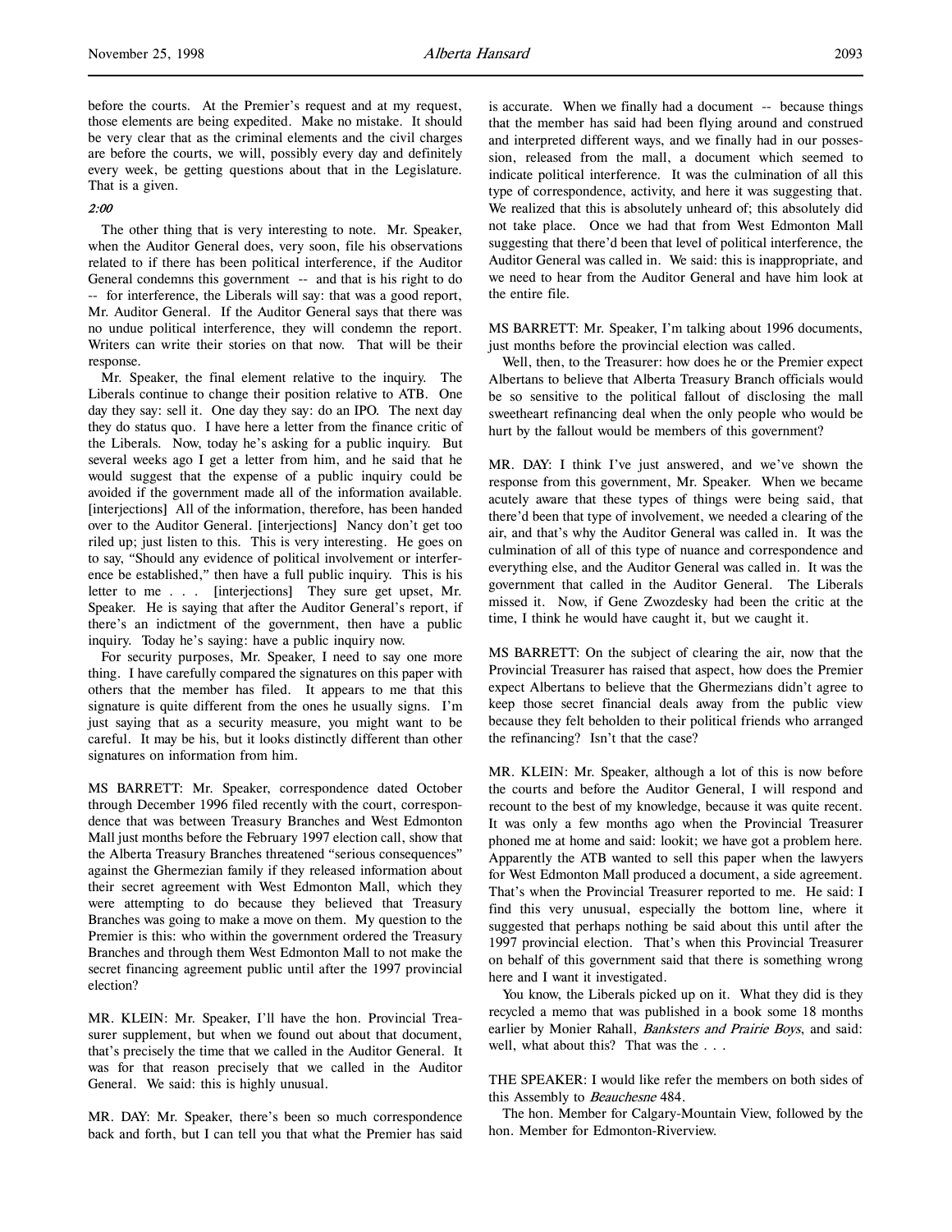before the courts. At the Premier's request and at my request, those elements are being expedited. Make no mistake. It should be very clear that as the criminal elements and the civil charges are before the courts, we will, possibly every day and definitely every week, be getting questions about that in the Legislature. That is a given.

*2:00*

The other thing that is very interesting to note. Mr. Speaker, when the Auditor General does, very soon, file his observations related to if there has been political interference, if the Auditor General condemns this government -- and that is his right to do -- for interference, the Liberals will say: that was a good report, Mr. Auditor General. If the Auditor General says that there was no undue political interference, they will condemn the report. Writers can write their stories on that now. That will be their response.

Mr. Speaker, the final element relative to the inquiry. The Liberals continue to change their position relative to ATB. One day they say: sell it. One day they say: do an IPO. The next day they do status quo. I have here a letter from the finance critic of the Liberals. Now, today he's asking for a public inquiry. But several weeks ago I get a letter from him, and he said that he would suggest that the expense of a public inquiry could be avoided if the government made all of the information available. [interjections] All of the information, therefore, has been handed over to the Auditor General. [interjections] Nancy don't get too riled up; just listen to this. This is very interesting. He goes on to say, "Should any evidence of political involvement or interference be established," then have a full public inquiry. This is his letter to me . . . [interjections] They sure get upset, Mr. Speaker. He is saying that after the Auditor General's report, if there's an indictment of the government, then have a public inquiry. Today he's saying: have a public inquiry now.

For security purposes, Mr. Speaker, I need to say one more thing. I have carefully compared the signatures on this paper with others that the member has filed. It appears to me that this signature is quite different from the ones he usually signs. I'm just saying that as a security measure, you might want to be careful. It may be his, but it looks distinctly different than other signatures on information from him.

MS BARRETT: Mr. Speaker, correspondence dated October through December 1996 filed recently with the court, correspondence that was between Treasury Branches and West Edmonton Mall just months before the February 1997 election call, show that the Alberta Treasury Branches threatened "serious consequences" against the Ghermezian family if they released information about their secret agreement with West Edmonton Mall, which they were attempting to do because they believed that Treasury Branches was going to make a move on them. My question to the Premier is this: who within the government ordered the Treasury Branches and through them West Edmonton Mall to not make the secret financing agreement public until after the 1997 provincial election?

MR. KLEIN: Mr. Speaker, I'll have the hon. Provincial Treasurer supplement, but when we found out about that document, that's precisely the time that we called in the Auditor General. It was for that reason precisely that we called in the Auditor General. We said: this is highly unusual.

MR. DAY: Mr. Speaker, there's been so much correspondence back and forth, but I can tell you that what the Premier has said is accurate. When we finally had a document -- because things that the member has said had been flying around and construed and interpreted different ways, and we finally had in our possession, released from the mall, a document which seemed to indicate political interference. It was the culmination of all this type of correspondence, activity, and here it was suggesting that. We realized that this is absolutely unheard of; this absolutely did not take place. Once we had that from West Edmonton Mall suggesting that there'd been that level of political interference, the Auditor General was called in. We said: this is inappropriate, and we need to hear from the Auditor General and have him look at the entire file.

MS BARRETT: Mr. Speaker, I'm talking about 1996 documents, just months before the provincial election was called.

Well, then, to the Treasurer: how does he or the Premier expect Albertans to believe that Alberta Treasury Branch officials would be so sensitive to the political fallout of disclosing the mall sweetheart refinancing deal when the only people who would be hurt by the fallout would be members of this government?

MR. DAY: I think I've just answered, and we've shown the response from this government, Mr. Speaker. When we became acutely aware that these types of things were being said, that there'd been that type of involvement, we needed a clearing of the air, and that's why the Auditor General was called in. It was the culmination of all of this type of nuance and correspondence and everything else, and the Auditor General was called in. It was the government that called in the Auditor General. The Liberals missed it. Now, if Gene Zwozdesky had been the critic at the time, I think he would have caught it, but we caught it.

MS BARRETT: On the subject of clearing the air, now that the Provincial Treasurer has raised that aspect, how does the Premier expect Albertans to believe that the Ghermezians didn't agree to keep those secret financial deals away from the public view because they felt beholden to their political friends who arranged the refinancing? Isn't that the case?

MR. KLEIN: Mr. Speaker, although a lot of this is now before the courts and before the Auditor General, I will respond and recount to the best of my knowledge, because it was quite recent. It was only a few months ago when the Provincial Treasurer phoned me at home and said: lookit; we have got a problem here. Apparently the ATB wanted to sell this paper when the lawyers for West Edmonton Mall produced a document, a side agreement. That's when the Provincial Treasurer reported to me. He said: I find this very unusual, especially the bottom line, where it suggested that perhaps nothing be said about this until after the 1997 provincial election. That's when this Provincial Treasurer on behalf of this government said that there is something wrong here and I want it investigated.

You know, the Liberals picked up on it. What they did is they recycled a memo that was published in a book some 18 months earlier by Monier Rahall, *Banksters and Prairie Boys*, and said: well, what about this? That was the . . .

THE SPEAKER: I would like refer the members on both sides of this Assembly to *Beauchesne* 484.

The hon. Member for Calgary-Mountain View, followed by the hon. Member for Edmonton-Riverview.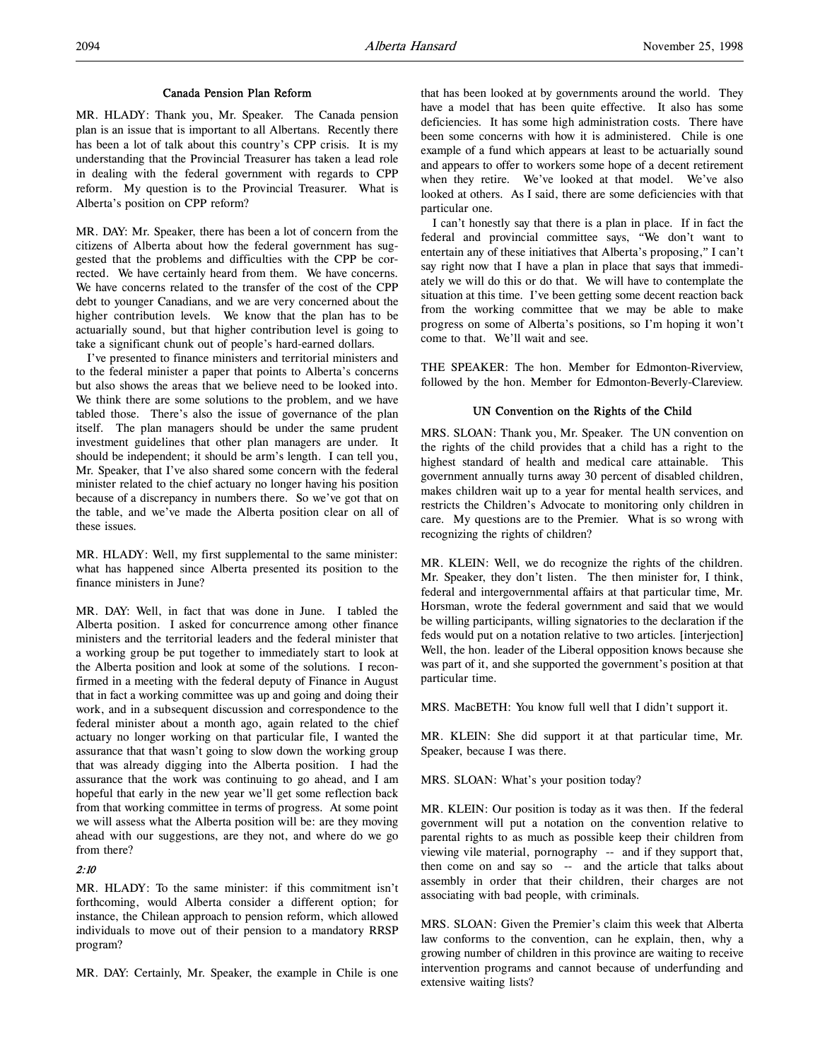### Canada Pension Plan Reform

MR. HLADY: Thank you, Mr. Speaker. The Canada pension plan is an issue that is important to all Albertans. Recently there has been a lot of talk about this country's CPP crisis. It is my understanding that the Provincial Treasurer has taken a lead role in dealing with the federal government with regards to CPP reform. My question is to the Provincial Treasurer. What is Alberta's position on CPP reform?

MR. DAY: Mr. Speaker, there has been a lot of concern from the citizens of Alberta about how the federal government has suggested that the problems and difficulties with the CPP be corrected. We have certainly heard from them. We have concerns. We have concerns related to the transfer of the cost of the CPP debt to younger Canadians, and we are very concerned about the higher contribution levels. We know that the plan has to be actuarially sound, but that higher contribution level is going to take a significant chunk out of people's hard-earned dollars.

I've presented to finance ministers and territorial ministers and to the federal minister a paper that points to Alberta's concerns but also shows the areas that we believe need to be looked into. We think there are some solutions to the problem, and we have tabled those. There's also the issue of governance of the plan itself. The plan managers should be under the same prudent investment guidelines that other plan managers are under. It should be independent; it should be arm's length. I can tell you, Mr. Speaker, that I've also shared some concern with the federal minister related to the chief actuary no longer having his position because of a discrepancy in numbers there. So we've got that on the table, and we've made the Alberta position clear on all of these issues.

MR. HLADY: Well, my first supplemental to the same minister: what has happened since Alberta presented its position to the finance ministers in June?

MR. DAY: Well, in fact that was done in June. I tabled the Alberta position. I asked for concurrence among other finance ministers and the territorial leaders and the federal minister that a working group be put together to immediately start to look at the Alberta position and look at some of the solutions. I reconfirmed in a meeting with the federal deputy of Finance in August that in fact a working committee was up and going and doing their work, and in a subsequent discussion and correspondence to the federal minister about a month ago, again related to the chief actuary no longer working on that particular file, I wanted the assurance that that wasn't going to slow down the working group that was already digging into the Alberta position. I had the assurance that the work was continuing to go ahead, and I am hopeful that early in the new year we'll get some reflection back from that working committee in terms of progress. At some point we will assess what the Alberta position will be: are they moving ahead with our suggestions, are they not, and where do we go from there?

*2:10*

MR. HLADY: To the same minister: if this commitment isn't forthcoming, would Alberta consider a different option; for instance, the Chilean approach to pension reform, which allowed individuals to move out of their pension to a mandatory RRSP program?

MR. DAY: Certainly, Mr. Speaker, the example in Chile is one that has been looked at by governments around the world. They have a model that has been quite effective. It also has some deficiencies. It has some high administration costs. There have been some concerns with how it is administered. Chile is one example of a fund which appears at least to be actuarially sound and appears to offer to workers some hope of a decent retirement when they retire. We've looked at that model. We've also looked at others. As I said, there are some deficiencies with that particular one.

I can't honestly say that there is a plan in place. If in fact the federal and provincial committee says, "We don't want to entertain any of these initiatives that Alberta's proposing," I can't say right now that I have a plan in place that says that immediately we will do this or do that. We will have to contemplate the situation at this time. I've been getting some decent reaction back from the working committee that we may be able to make progress on some of Alberta's positions, so I'm hoping it won't come to that. We'll wait and see.

THE SPEAKER: The hon. Member for Edmonton-Riverview, followed by the hon. Member for Edmonton-Beverly-Clareview.

### UN Convention on the Rights of the Child

MRS. SLOAN: Thank you, Mr. Speaker. The UN convention on the rights of the child provides that a child has a right to the highest standard of health and medical care attainable. This government annually turns away 30 percent of disabled children, makes children wait up to a year for mental health services, and restricts the Children's Advocate to monitoring only children in care. My questions are to the Premier. What is so wrong with recognizing the rights of children?

MR. KLEIN: Well, we do recognize the rights of the children. Mr. Speaker, they don't listen. The then minister for, I think, federal and intergovernmental affairs at that particular time, Mr. Horsman, wrote the federal government and said that we would be willing participants, willing signatories to the declaration if the feds would put on a notation relative to two articles. [interjection] Well, the hon. leader of the Liberal opposition knows because she was part of it, and she supported the government's position at that particular time.

MRS. MacBETH: You know full well that I didn't support it.

MR. KLEIN: She did support it at that particular time, Mr. Speaker, because I was there.

MRS. SLOAN: What's your position today?

MR. KLEIN: Our position is today as it was then. If the federal government will put a notation on the convention relative to parental rights to as much as possible keep their children from viewing vile material, pornography -- and if they support that, then come on and say so -- and the article that talks about assembly in order that their children, their charges are not associating with bad people, with criminals.

MRS. SLOAN: Given the Premier's claim this week that Alberta law conforms to the convention, can he explain, then, why a growing number of children in this province are waiting to receive intervention programs and cannot because of underfunding and extensive waiting lists?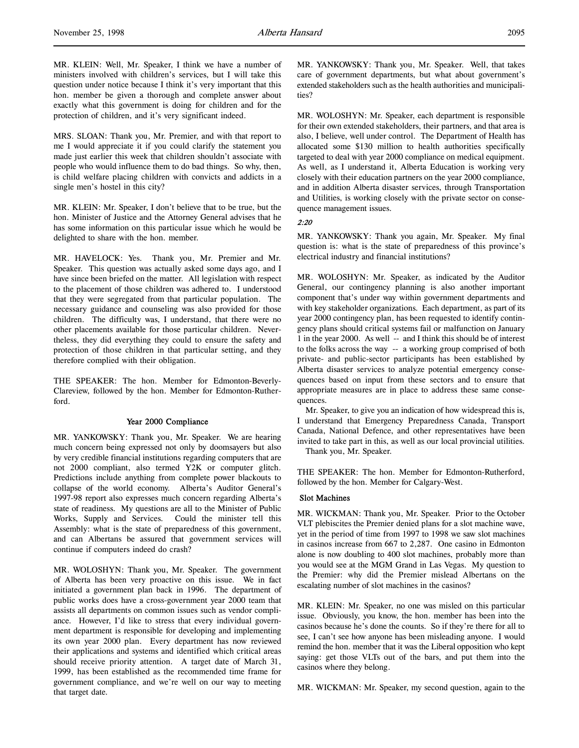MR. KLEIN: Well, Mr. Speaker, I think we have a number of ministers involved with children's services, but I will take this question under notice because I think it's very important that this hon. member be given a thorough and complete answer about exactly what this government is doing for children and for the protection of children, and it's very significant indeed.

MRS. SLOAN: Thank you, Mr. Premier, and with that report to me I would appreciate it if you could clarify the statement you made just earlier this week that children shouldn't associate with people who would influence them to do bad things. So why, then, is child welfare placing children with convicts and addicts in a single men's hostel in this city?

MR. KLEIN: Mr. Speaker, I don't believe that to be true, but the hon. Minister of Justice and the Attorney General advises that he has some information on this particular issue which he would be delighted to share with the hon. member.

MR. HAVELOCK: Yes. Thank you, Mr. Premier and Mr. Speaker. This question was actually asked some days ago, and I have since been briefed on the matter. All legislation with respect to the placement of those children was adhered to. I understood that they were segregated from that particular population. The necessary guidance and counseling was also provided for those children. The difficulty was, I understand, that there were no other placements available for those particular children. Nevertheless, they did everything they could to ensure the safety and protection of those children in that particular setting, and they therefore complied with their obligation.

THE SPEAKER: The hon. Member for Edmonton-Beverly-Clareview, followed by the hon. Member for Edmonton-Rutherford.

## Year 2000 Compliance

MR. YANKOWSKY: Thank you, Mr. Speaker. We are hearing much concern being expressed not only by doomsayers but also by very credible financial institutions regarding computers that are not 2000 compliant, also termed Y2K or computer glitch. Predictions include anything from complete power blackouts to collapse of the world economy. Alberta's Auditor General's 1997-98 report also expresses much concern regarding Alberta's state of readiness. My questions are all to the Minister of Public Works, Supply and Services. Could the minister tell this Assembly: what is the state of preparedness of this government, and can Albertans be assured that government services will continue if computers indeed do crash?

MR. WOLOSHYN: Thank you, Mr. Speaker. The government of Alberta has been very proactive on this issue. We in fact initiated a government plan back in 1996. The department of public works does have a cross-government year 2000 team that assists all departments on common issues such as vendor compliance. However, I'd like to stress that every individual government department is responsible for developing and implementing its own year 2000 plan. Every department has now reviewed their applications and systems and identified which critical areas should receive priority attention. A target date of March 31, 1999, has been established as the recommended time frame for government compliance, and we're well on our way to meeting that target date.

MR. YANKOWSKY: Thank you, Mr. Speaker. Well, that takes care of government departments, but what about government's extended stakeholders such as the health authorities and municipalities?

MR. WOLOSHYN: Mr. Speaker, each department is responsible for their own extended stakeholders, their partners, and that area is also, I believe, well under control. The Department of Health has allocated some $130 million to health authorities specifically targeted to deal with year 2000 compliance on medical equipment. As well, as I understand it, Alberta Education is working very closely with their education partners on the year 2000 compliance, and in addition Alberta disaster services, through Transportation and Utilities, is working closely with the private sector on consequence management issues.

*2:20*

MR. YANKOWSKY: Thank you again, Mr. Speaker. My final question is: what is the state of preparedness of this province's electrical industry and financial institutions?

MR. WOLOSHYN: Mr. Speaker, as indicated by the Auditor General, our contingency planning is also another important component that's under way within government departments and with key stakeholder organizations. Each department, as part of its year 2000 contingency plan, has been requested to identify contingency plans should critical systems fail or malfunction on January 1 in the year 2000. As well -- and I think this should be of interest to the folks across the way -- a working group comprised of both private- and public-sector participants has been established by Alberta disaster services to analyze potential emergency consequences based on input from these sectors and to ensure that appropriate measures are in place to address these same consequences.

Mr. Speaker, to give you an indication of how widespread this is, I understand that Emergency Preparedness Canada, Transport Canada, National Defence, and other representatives have been invited to take part in this, as well as our local provincial utilities.

Thank you, Mr. Speaker.

THE SPEAKER: The hon. Member for Edmonton-Rutherford, followed by the hon. Member for Calgary-West.

## Slot Machines

MR. WICKMAN: Thank you, Mr. Speaker. Prior to the October VLT plebiscites the Premier denied plans for a slot machine wave, yet in the period of time from 1997 to 1998 we saw slot machines in casinos increase from 667 to 2,287. One casino in Edmonton alone is now doubling to 400 slot machines, probably more than you would see at the MGM Grand in Las Vegas. My question to the Premier: why did the Premier mislead Albertans on the escalating number of slot machines in the casinos?

MR. KLEIN: Mr. Speaker, no one was misled on this particular issue. Obviously, you know, the hon. member has been into the casinos because he's done the counts. So if they're there for all to see, I can't see how anyone has been misleading anyone. I would remind the hon. member that it was the Liberal opposition who kept saying: get those VLTs out of the bars, and put them into the casinos where they belong.

MR. WICKMAN: Mr. Speaker, my second question, again to the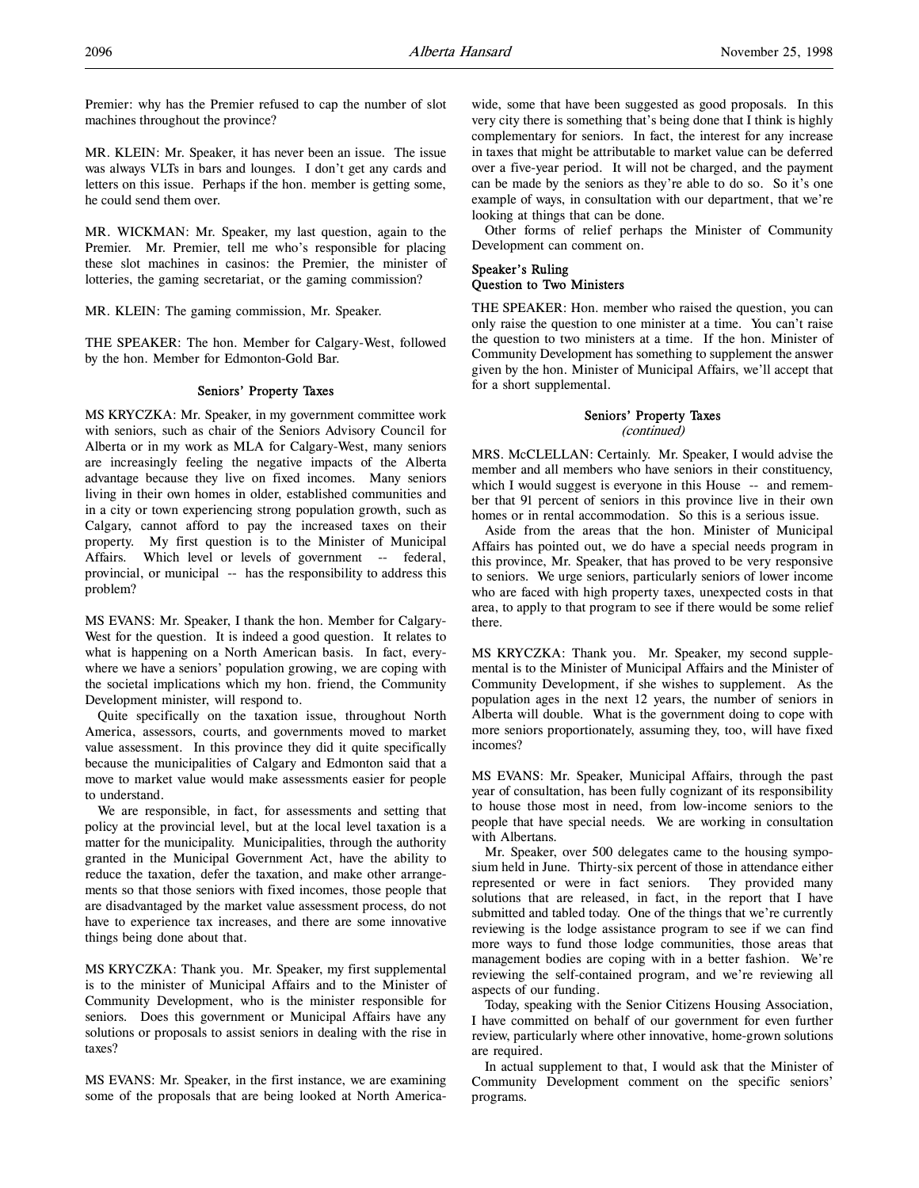Premier: why has the Premier refused to cap the number of slot machines throughout the province?

MR. KLEIN: Mr. Speaker, it has never been an issue. The issue was always VLTs in bars and lounges. I don't get any cards and letters on this issue. Perhaps if the hon. member is getting some, he could send them over.

MR. WICKMAN: Mr. Speaker, my last question, again to the Premier. Mr. Premier, tell me who's responsible for placing these slot machines in casinos: the Premier, the minister of lotteries, the gaming secretariat, or the gaming commission?

MR. KLEIN: The gaming commission, Mr. Speaker.

THE SPEAKER: The hon. Member for Calgary-West, followed by the hon. Member for Edmonton-Gold Bar.

### Seniors' Property Taxes

MS KRYCZKA: Mr. Speaker, in my government committee work with seniors, such as chair of the Seniors Advisory Council for Alberta or in my work as MLA for Calgary-West, many seniors are increasingly feeling the negative impacts of the Alberta advantage because they live on fixed incomes. Many seniors living in their own homes in older, established communities and in a city or town experiencing strong population growth, such as Calgary, cannot afford to pay the increased taxes on their property. My first question is to the Minister of Municipal Affairs. Which level or levels of government -- federal, provincial, or municipal -- has the responsibility to address this problem?

MS EVANS: Mr. Speaker, I thank the hon. Member for Calgary-West for the question. It is indeed a good question. It relates to what is happening on a North American basis. In fact, everywhere we have a seniors' population growing, we are coping with the societal implications which my hon. friend, the Community Development minister, will respond to.

Quite specifically on the taxation issue, throughout North America, assessors, courts, and governments moved to market value assessment. In this province they did it quite specifically because the municipalities of Calgary and Edmonton said that a move to market value would make assessments easier for people to understand.

We are responsible, in fact, for assessments and setting that policy at the provincial level, but at the local level taxation is a matter for the municipality. Municipalities, through the authority granted in the Municipal Government Act, have the ability to reduce the taxation, defer the taxation, and make other arrangements so that those seniors with fixed incomes, those people that are disadvantaged by the market value assessment process, do not have to experience tax increases, and there are some innovative things being done about that.

MS KRYCZKA: Thank you. Mr. Speaker, my first supplemental is to the minister of Municipal Affairs and to the Minister of Community Development, who is the minister responsible for seniors. Does this government or Municipal Affairs have any solutions or proposals to assist seniors in dealing with the rise in taxes?

MS EVANS: Mr. Speaker, in the first instance, we are examining some of the proposals that are being looked at North America-wide, some that have been suggested as good proposals. In this very city there is something that's being done that I think is highly complementary for seniors. In fact, the interest for any increase in taxes that might be attributable to market value can be deferred over a five-year period. It will not be charged, and the payment can be made by the seniors as they're able to do so. So it's one example of ways, in consultation with our department, that we're looking at things that can be done.

Other forms of relief perhaps the Minister of Community Development can comment on.

### Speaker's Ruling
### Question to Two Ministers

THE SPEAKER: Hon. member who raised the question, you can only raise the question to one minister at a time. You can't raise the question to two ministers at a time. If the hon. Minister of Community Development has something to supplement the answer given by the hon. Minister of Municipal Affairs, we'll accept that for a short supplemental.

### Seniors' Property Taxes
*(continued)*

MRS. McCLELLAN: Certainly. Mr. Speaker, I would advise the member and all members who have seniors in their constituency, which I would suggest is everyone in this House -- and remember that 91 percent of seniors in this province live in their own homes or in rental accommodation. So this is a serious issue.

Aside from the areas that the hon. Minister of Municipal Affairs has pointed out, we do have a special needs program in this province, Mr. Speaker, that has proved to be very responsive to seniors. We urge seniors, particularly seniors of lower income who are faced with high property taxes, unexpected costs in that area, to apply to that program to see if there would be some relief there.

MS KRYCZKA: Thank you. Mr. Speaker, my second supplemental is to the Minister of Municipal Affairs and the Minister of Community Development, if she wishes to supplement. As the population ages in the next 12 years, the number of seniors in Alberta will double. What is the government doing to cope with more seniors proportionately, assuming they, too, will have fixed incomes?

MS EVANS: Mr. Speaker, Municipal Affairs, through the past year of consultation, has been fully cognizant of its responsibility to house those most in need, from low-income seniors to the people that have special needs. We are working in consultation with Albertans.

Mr. Speaker, over 500 delegates came to the housing symposium held in June. Thirty-six percent of those in attendance either represented or were in fact seniors. They provided many solutions that are released, in fact, in the report that I have submitted and tabled today. One of the things that we're currently reviewing is the lodge assistance program to see if we can find more ways to fund those lodge communities, those areas that management bodies are coping with in a better fashion. We're reviewing the self-contained program, and we're reviewing all aspects of our funding.

Today, speaking with the Senior Citizens Housing Association, I have committed on behalf of our government for even further review, particularly where other innovative, home-grown solutions are required.

In actual supplement to that, I would ask that the Minister of Community Development comment on the specific seniors' programs.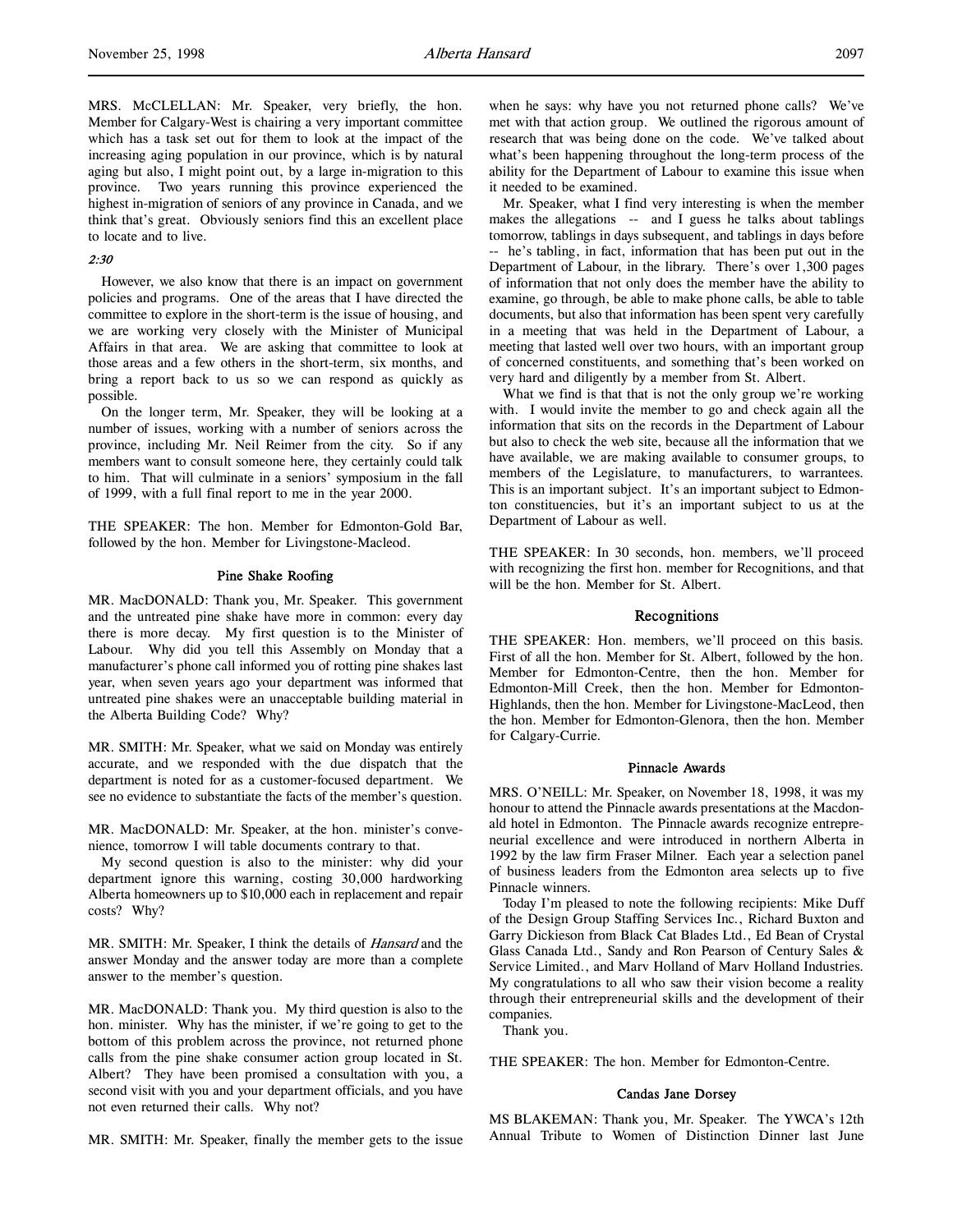MRS. McCLELLAN: Mr. Speaker, very briefly, the hon. Member for Calgary-West is chairing a very important committee which has a task set out for them to look at the impact of the increasing aging population in our province, which is by natural aging but also, I might point out, by a large in-migration to this province. Two years running this province experienced the highest in-migration of seniors of any province in Canada, and we think that's great. Obviously seniors find this an excellent place to locate and to live.

*2:30*

However, we also know that there is an impact on government policies and programs. One of the areas that I have directed the committee to explore in the short-term is the issue of housing, and we are working very closely with the Minister of Municipal Affairs in that area. We are asking that committee to look at those areas and a few others in the short-term, six months, and bring a report back to us so we can respond as quickly as possible.

On the longer term, Mr. Speaker, they will be looking at a number of issues, working with a number of seniors across the province, including Mr. Neil Reimer from the city. So if any members want to consult someone here, they certainly could talk to him. That will culminate in a seniors' symposium in the fall of 1999, with a full final report to me in the year 2000.

THE SPEAKER: The hon. Member for Edmonton-Gold Bar, followed by the hon. Member for Livingstone-Macleod.

### Pine Shake Roofing

MR. MacDONALD: Thank you, Mr. Speaker. This government and the untreated pine shake have more in common: every day there is more decay. My first question is to the Minister of Labour. Why did you tell this Assembly on Monday that a manufacturer's phone call informed you of rotting pine shakes last year, when seven years ago your department was informed that untreated pine shakes were an unacceptable building material in the Alberta Building Code? Why?

MR. SMITH: Mr. Speaker, what we said on Monday was entirely accurate, and we responded with the due dispatch that the department is noted for as a customer-focused department. We see no evidence to substantiate the facts of the member's question.

MR. MacDONALD: Mr. Speaker, at the hon. minister's convenience, tomorrow I will table documents contrary to that.

My second question is also to the minister: why did your department ignore this warning, costing 30,000 hardworking Alberta homeowners up to $10,000 each in replacement and repair costs? Why?

MR. SMITH: Mr. Speaker, I think the details of *Hansard* and the answer Monday and the answer today are more than a complete answer to the member's question.

MR. MacDONALD: Thank you. My third question is also to the hon. minister. Why has the minister, if we're going to get to the bottom of this problem across the province, not returned phone calls from the pine shake consumer action group located in St. Albert? They have been promised a consultation with you, a second visit with you and your department officials, and you have not even returned their calls. Why not?

MR. SMITH: Mr. Speaker, finally the member gets to the issue when he says: why have you not returned phone calls? We've met with that action group. We outlined the rigorous amount of research that was being done on the code. We've talked about what's been happening throughout the long-term process of the ability for the Department of Labour to examine this issue when it needed to be examined.

Mr. Speaker, what I find very interesting is when the member makes the allegations -- and I guess he talks about tablings tomorrow, tablings in days subsequent, and tablings in days before -- he's tabling, in fact, information that has been put out in the Department of Labour, in the library. There's over 1,300 pages of information that not only does the member have the ability to examine, go through, be able to make phone calls, be able to table documents, but also that information has been spent very carefully in a meeting that was held in the Department of Labour, a meeting that lasted well over two hours, with an important group of concerned constituents, and something that's been worked on very hard and diligently by a member from St. Albert.

What we find is that that is not the only group we're working with. I would invite the member to go and check again all the information that sits on the records in the Department of Labour but also to check the web site, because all the information that we have available, we are making available to consumer groups, to members of the Legislature, to manufacturers, to warrantees. This is an important subject. It's an important subject to Edmonton constituencies, but it's an important subject to us at the Department of Labour as well.

THE SPEAKER: In 30 seconds, hon. members, we'll proceed with recognizing the first hon. member for Recognitions, and that will be the hon. Member for St. Albert.

## Recognitions

THE SPEAKER: Hon. members, we'll proceed on this basis. First of all the hon. Member for St. Albert, followed by the hon. Member for Edmonton-Centre, then the hon. Member for Edmonton-Mill Creek, then the hon. Member for Edmonton-Highlands, then the hon. Member for Livingstone-MacLeod, then the hon. Member for Edmonton-Glenora, then the hon. Member for Calgary-Currie.

### Pinnacle Awards

MRS. O'NEILL: Mr. Speaker, on November 18, 1998, it was my honour to attend the Pinnacle awards presentations at the Macdonald hotel in Edmonton. The Pinnacle awards recognize entrepreneurial excellence and were introduced in northern Alberta in 1992 by the law firm Fraser Milner. Each year a selection panel of business leaders from the Edmonton area selects up to five Pinnacle winners.

Today I'm pleased to note the following recipients: Mike Duff of the Design Group Staffing Services Inc., Richard Buxton and Garry Dickieson from Black Cat Blades Ltd., Ed Bean of Crystal Glass Canada Ltd., Sandy and Ron Pearson of Century Sales & Service Limited., and Marv Holland of Marv Holland Industries. My congratulations to all who saw their vision become a reality through their entrepreneurial skills and the development of their companies.

Thank you.

THE SPEAKER: The hon. Member for Edmonton-Centre.

### Candas Jane Dorsey

MS BLAKEMAN: Thank you, Mr. Speaker. The YWCA's 12th Annual Tribute to Women of Distinction Dinner last June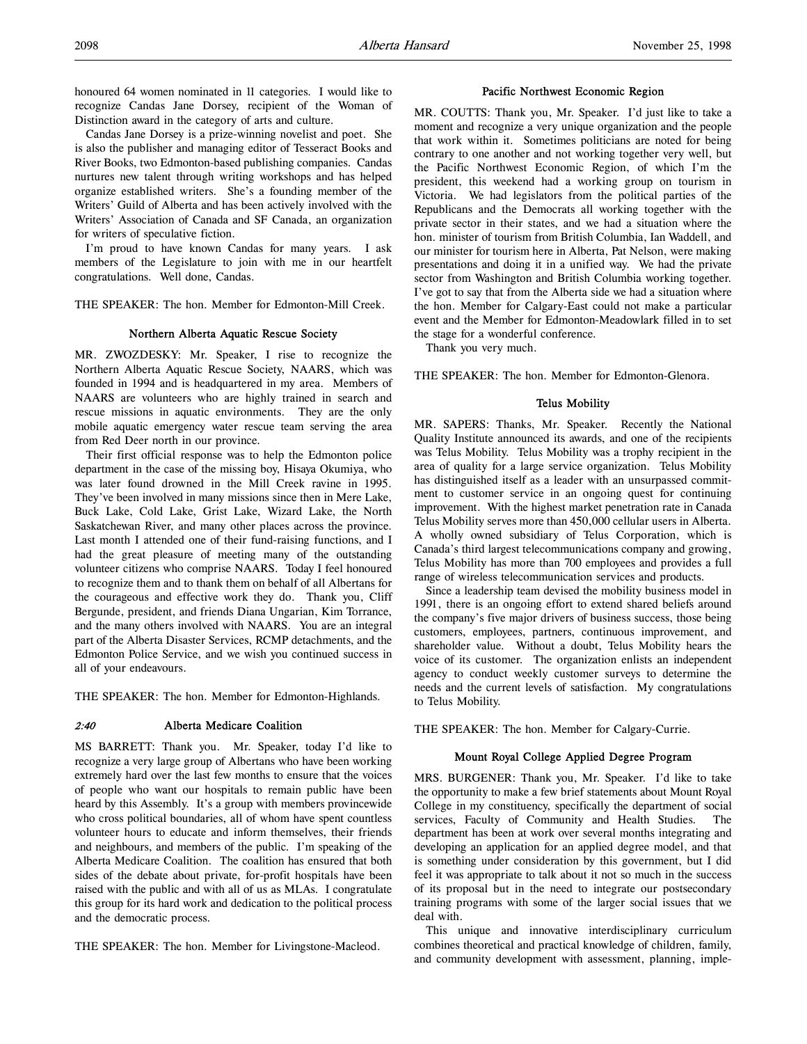honoured 64 women nominated in 11 categories. I would like to recognize Candas Jane Dorsey, recipient of the Woman of Distinction award in the category of arts and culture.

Candas Jane Dorsey is a prize-winning novelist and poet. She is also the publisher and managing editor of Tesseract Books and River Books, two Edmonton-based publishing companies. Candas nurtures new talent through writing workshops and has helped organize established writers. She's a founding member of the Writers' Guild of Alberta and has been actively involved with the Writers' Association of Canada and SF Canada, an organization for writers of speculative fiction.

I'm proud to have known Candas for many years. I ask members of the Legislature to join with me in our heartfelt congratulations. Well done, Candas.

THE SPEAKER: The hon. Member for Edmonton-Mill Creek.

### Northern Alberta Aquatic Rescue Society

MR. ZWOZDESKY: Mr. Speaker, I rise to recognize the Northern Alberta Aquatic Rescue Society, NAARS, which was founded in 1994 and is headquartered in my area. Members of NAARS are volunteers who are highly trained in search and rescue missions in aquatic environments. They are the only mobile aquatic emergency water rescue team serving the area from Red Deer north in our province.

Their first official response was to help the Edmonton police department in the case of the missing boy, Hisaya Okumiya, who was later found drowned in the Mill Creek ravine in 1995. They've been involved in many missions since then in Mere Lake, Buck Lake, Cold Lake, Grist Lake, Wizard Lake, the North Saskatchewan River, and many other places across the province. Last month I attended one of their fund-raising functions, and I had the great pleasure of meeting many of the outstanding volunteer citizens who comprise NAARS. Today I feel honoured to recognize them and to thank them on behalf of all Albertans for the courageous and effective work they do. Thank you, Cliff Bergunde, president, and friends Diana Ungarian, Kim Torrance, and the many others involved with NAARS. You are an integral part of the Alberta Disaster Services, RCMP detachments, and the Edmonton Police Service, and we wish you continued success in all of your endeavours.

THE SPEAKER: The hon. Member for Edmonton-Highlands.

*2:40*

### Alberta Medicare Coalition

MS BARRETT: Thank you. Mr. Speaker, today I'd like to recognize a very large group of Albertans who have been working extremely hard over the last few months to ensure that the voices of people who want our hospitals to remain public have been heard by this Assembly. It's a group with members provincewide who cross political boundaries, all of whom have spent countless volunteer hours to educate and inform themselves, their friends and neighbours, and members of the public. I'm speaking of the Alberta Medicare Coalition. The coalition has ensured that both sides of the debate about private, for-profit hospitals have been raised with the public and with all of us as MLAs. I congratulate this group for its hard work and dedication to the political process and the democratic process.

THE SPEAKER: The hon. Member for Livingstone-Macleod.

### Pacific Northwest Economic Region

MR. COUTTS: Thank you, Mr. Speaker. I'd just like to take a moment and recognize a very unique organization and the people that work within it. Sometimes politicians are noted for being contrary to one another and not working together very well, but the Pacific Northwest Economic Region, of which I'm the president, this weekend had a working group on tourism in Victoria. We had legislators from the political parties of the Republicans and the Democrats all working together with the private sector in their states, and we had a situation where the hon. minister of tourism from British Columbia, Ian Waddell, and our minister for tourism here in Alberta, Pat Nelson, were making presentations and doing it in a unified way. We had the private sector from Washington and British Columbia working together. I've got to say that from the Alberta side we had a situation where the hon. Member for Calgary-East could not make a particular event and the Member for Edmonton-Meadowlark filled in to set the stage for a wonderful conference.

Thank you very much.

THE SPEAKER: The hon. Member for Edmonton-Glenora.

### Telus Mobility

MR. SAPERS: Thanks, Mr. Speaker. Recently the National Quality Institute announced its awards, and one of the recipients was Telus Mobility. Telus Mobility was a trophy recipient in the area of quality for a large service organization. Telus Mobility has distinguished itself as a leader with an unsurpassed commitment to customer service in an ongoing quest for continuing improvement. With the highest market penetration rate in Canada Telus Mobility serves more than 450,000 cellular users in Alberta. A wholly owned subsidiary of Telus Corporation, which is Canada's third largest telecommunications company and growing, Telus Mobility has more than 700 employees and provides a full range of wireless telecommunication services and products.

Since a leadership team devised the mobility business model in 1991, there is an ongoing effort to extend shared beliefs around the company's five major drivers of business success, those being customers, employees, partners, continuous improvement, and shareholder value. Without a doubt, Telus Mobility hears the voice of its customer. The organization enlists an independent agency to conduct weekly customer surveys to determine the needs and the current levels of satisfaction. My congratulations to Telus Mobility.

THE SPEAKER: The hon. Member for Calgary-Currie.

### Mount Royal College Applied Degree Program

MRS. BURGENER: Thank you, Mr. Speaker. I'd like to take the opportunity to make a few brief statements about Mount Royal College in my constituency, specifically the department of social services, Faculty of Community and Health Studies. The department has been at work over several months integrating and developing an application for an applied degree model, and that is something under consideration by this government, but I did feel it was appropriate to talk about it not so much in the success of its proposal but in the need to integrate our postsecondary training programs with some of the larger social issues that we deal with.

This unique and innovative interdisciplinary curriculum combines theoretical and practical knowledge of children, family, and community development with assessment, planning, imple-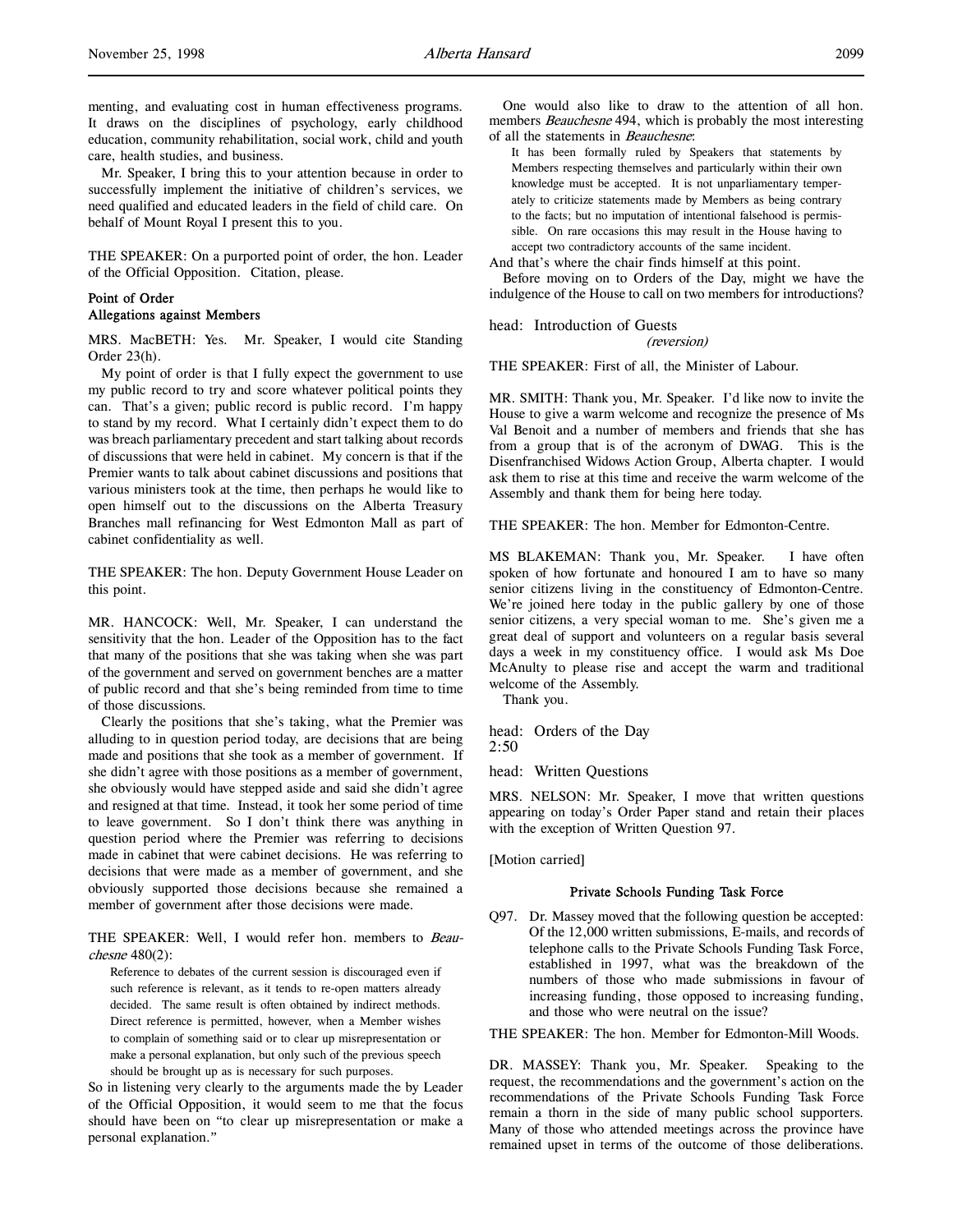menting, and evaluating cost in human effectiveness programs. It draws on the disciplines of psychology, early childhood education, community rehabilitation, social work, child and youth care, health studies, and business.

Mr. Speaker, I bring this to your attention because in order to successfully implement the initiative of children's services, we need qualified and educated leaders in the field of child care. On behalf of Mount Royal I present this to you.

THE SPEAKER: On a purported point of order, the hon. Leader of the Official Opposition. Citation, please.

### Point of Order
### Allegations against Members

MRS. MacBETH: Yes. Mr. Speaker, I would cite Standing Order 23(h).

My point of order is that I fully expect the government to use my public record to try and score whatever political points they can. That's a given; public record is public record. I'm happy to stand by my record. What I certainly didn't expect them to do was breach parliamentary precedent and start talking about records of discussions that were held in cabinet. My concern is that if the Premier wants to talk about cabinet discussions and positions that various ministers took at the time, then perhaps he would like to open himself out to the discussions on the Alberta Treasury Branches mall refinancing for West Edmonton Mall as part of cabinet confidentiality as well.

THE SPEAKER: The hon. Deputy Government House Leader on this point.

MR. HANCOCK: Well, Mr. Speaker, I can understand the sensitivity that the hon. Leader of the Opposition has to the fact that many of the positions that she was taking when she was part of the government and served on government benches are a matter of public record and that she's being reminded from time to time of those discussions.

Clearly the positions that she's taking, what the Premier was alluding to in question period today, are decisions that are being made and positions that she took as a member of government. If she didn't agree with those positions as a member of government, she obviously would have stepped aside and said she didn't agree and resigned at that time. Instead, it took her some period of time to leave government. So I don't think there was anything in question period where the Premier was referring to decisions made in cabinet that were cabinet decisions. He was referring to decisions that were made as a member of government, and she obviously supported those decisions because she remained a member of government after those decisions were made.

THE SPEAKER: Well, I would refer hon. members to *Beauchesne* 480(2):

> Reference to debates of the current session is discouraged even if such reference is relevant, as it tends to re-open matters already decided. The same result is often obtained by indirect methods. Direct reference is permitted, however, when a Member wishes to complain of something said or to clear up misrepresentation or make a personal explanation, but only such of the previous speech should be brought up as is necessary for such purposes.

So in listening very clearly to the arguments made by the Leader of the Official Opposition, it would seem to me that the focus should have been on "to clear up misrepresentation or make a personal explanation."

One would also like to draw to the attention of all hon. members *Beauchesne* 494, which is probably the most interesting of all the statements in *Beauchesne*:

> It has been formally ruled by Speakers that statements by Members respecting themselves and particularly within their own knowledge must be accepted. It is not unparliamentary temperately to criticize statements made by Members as being contrary to the facts; but no imputation of intentional falsehood is permissible. On rare occasions this may result in the House having to accept two contradictory accounts of the same incident.

And that's where the chair finds himself at this point.

Before moving on to Orders of the Day, might we have the indulgence of the House to call on two members for introductions?

head: Introduction of Guests
*(reversion)*

THE SPEAKER: First of all, the Minister of Labour.

MR. SMITH: Thank you, Mr. Speaker. I'd like now to invite the House to give a warm welcome and recognize the presence of Ms Val Benoit and a number of members and friends that she has from a group that is of the acronym of DWAG. This is the Disenfranchised Widows Action Group, Alberta chapter. I would ask them to rise at this time and receive the warm welcome of the Assembly and thank them for being here today.

THE SPEAKER: The hon. Member for Edmonton-Centre.

MS BLAKEMAN: Thank you, Mr. Speaker. I have often spoken of how fortunate and honoured I am to have so many senior citizens living in the constituency of Edmonton-Centre. We're joined here today in the public gallery by one of those senior citizens, a very special woman to me. She's given me a great deal of support and volunteers on a regular basis several days a week in my constituency office. I would ask Ms Doe McAnulty to please rise and accept the warm and traditional welcome of the Assembly.

Thank you.

head: Orders of the Day
2:50

head: Written Questions

MRS. NELSON: Mr. Speaker, I move that written questions appearing on today's Order Paper stand and retain their places with the exception of Written Question 97.

[Motion carried]

### Private Schools Funding Task Force

Q97. Dr. Massey moved that the following question be accepted: Of the 12,000 written submissions, E-mails, and records of telephone calls to the Private Schools Funding Task Force, established in 1997, what was the breakdown of the numbers of those who made submissions in favour of increasing funding, those opposed to increasing funding, and those who were neutral on the issue?

THE SPEAKER: The hon. Member for Edmonton-Mill Woods.

DR. MASSEY: Thank you, Mr. Speaker. Speaking to the request, the recommendations and the government's action on the recommendations of the Private Schools Funding Task Force remain a thorn in the side of many public school supporters. Many of those who attended meetings across the province have remained upset in terms of the outcome of those deliberations.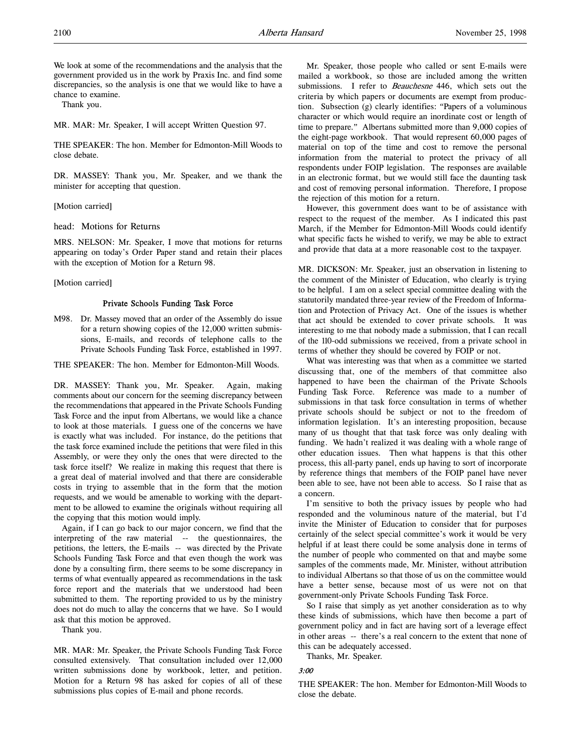We look at some of the recommendations and the analysis that the government provided us in the work by Praxis Inc. and find some discrepancies, so the analysis is one that we would like to have a chance to examine.

Thank you.

MR. MAR: Mr. Speaker, I will accept Written Question 97.

THE SPEAKER: The hon. Member for Edmonton-Mill Woods to close debate.

DR. MASSEY: Thank you, Mr. Speaker, and we thank the minister for accepting that question.

[Motion carried]

head: Motions for Returns

MRS. NELSON: Mr. Speaker, I move that motions for returns appearing on today's Order Paper stand and retain their places with the exception of Motion for a Return 98.

[Motion carried]

### Private Schools Funding Task Force

M98. Dr. Massey moved that an order of the Assembly do issue for a return showing copies of the 12,000 written submissions, E-mails, and records of telephone calls to the Private Schools Funding Task Force, established in 1997.

THE SPEAKER: The hon. Member for Edmonton-Mill Woods.

DR. MASSEY: Thank you, Mr. Speaker. Again, making comments about our concern for the seeming discrepancy between the recommendations that appeared in the Private Schools Funding Task Force and the input from Albertans, we would like a chance to look at those materials. I guess one of the concerns we have is exactly what was included. For instance, do the petitions that the task force examined include the petitions that were filed in this Assembly, or were they only the ones that were directed to the task force itself? We realize in making this request that there is a great deal of material involved and that there are considerable costs in trying to assemble that in the form that the motion requests, and we would be amenable to working with the department to be allowed to examine the originals without requiring all the copying that this motion would imply.

Again, if I can go back to our major concern, we find that the interpreting of the raw material -- the questionnaires, the petitions, the letters, the E-mails -- was directed by the Private Schools Funding Task Force and that even though the work was done by a consulting firm, there seems to be some discrepancy in terms of what eventually appeared as recommendations in the task force report and the materials that we understood had been submitted to them. The reporting provided to us by the ministry does not do much to allay the concerns that we have. So I would ask that this motion be approved.

Thank you.

MR. MAR: Mr. Speaker, the Private Schools Funding Task Force consulted extensively. That consultation included over 12,000 written submissions done by workbook, letter, and petition. Motion for a Return 98 has asked for copies of all of these submissions plus copies of E-mail and phone records.

Mr. Speaker, those people who called or sent E-mails were mailed a workbook, so those are included among the written submissions. I refer to *Beauchesne* 446, which sets out the criteria by which papers or documents are exempt from production. Subsection (g) clearly identifies: "Papers of a voluminous character or which would require an inordinate cost or length of time to prepare." Albertans submitted more than 9,000 copies of the eight-page workbook. That would represent 60,000 pages of material on top of the time and cost to remove the personal information from the material to protect the privacy of all respondents under FOIP legislation. The responses are available in an electronic format, but we would still face the daunting task and cost of removing personal information. Therefore, I propose the rejection of this motion for a return.

However, this government does want to be of assistance with respect to the request of the member. As I indicated this past March, if the Member for Edmonton-Mill Woods could identify what specific facts he wished to verify, we may be able to extract and provide that data at a more reasonable cost to the taxpayer.

MR. DICKSON: Mr. Speaker, just an observation in listening to the comment of the Minister of Education, who clearly is trying to be helpful. I am on a select special committee dealing with the statutorily mandated three-year review of the Freedom of Information and Protection of Privacy Act. One of the issues is whether that act should be extended to cover private schools. It was interesting to me that nobody made a submission, that I can recall of the 110-odd submissions we received, from a private school in terms of whether they should be covered by FOIP or not.

What was interesting was that when as a committee we started discussing that, one of the members of that committee also happened to have been the chairman of the Private Schools Funding Task Force. Reference was made to a number of submissions in that task force consultation in terms of whether private schools should be subject or not to the freedom of information legislation. It's an interesting proposition, because many of us thought that that task force was only dealing with funding. We hadn't realized it was dealing with a whole range of other education issues. Then what happens is that this other process, this all-party panel, ends up having to sort of incorporate by reference things that members of the FOIP panel have never been able to see, have not been able to access. So I raise that as a concern.

I'm sensitive to both the privacy issues by people who had responded and the voluminous nature of the material, but I'd invite the Minister of Education to consider that for purposes certainly of the select special committee's work it would be very helpful if at least there could be some analysis done in terms of the number of people who commented on that and maybe some samples of the comments made, Mr. Minister, without attribution to individual Albertans so that those of us on the committee would have a better sense, because most of us were not on that government-only Private Schools Funding Task Force.

So I raise that simply as yet another consideration as to why these kinds of submissions, which have then become a part of government policy and in fact are having sort of a leverage effect in other areas -- there's a real concern to the extent that none of this can be adequately accessed.

Thanks, Mr. Speaker.

*3:00*

THE SPEAKER: The hon. Member for Edmonton-Mill Woods to close the debate.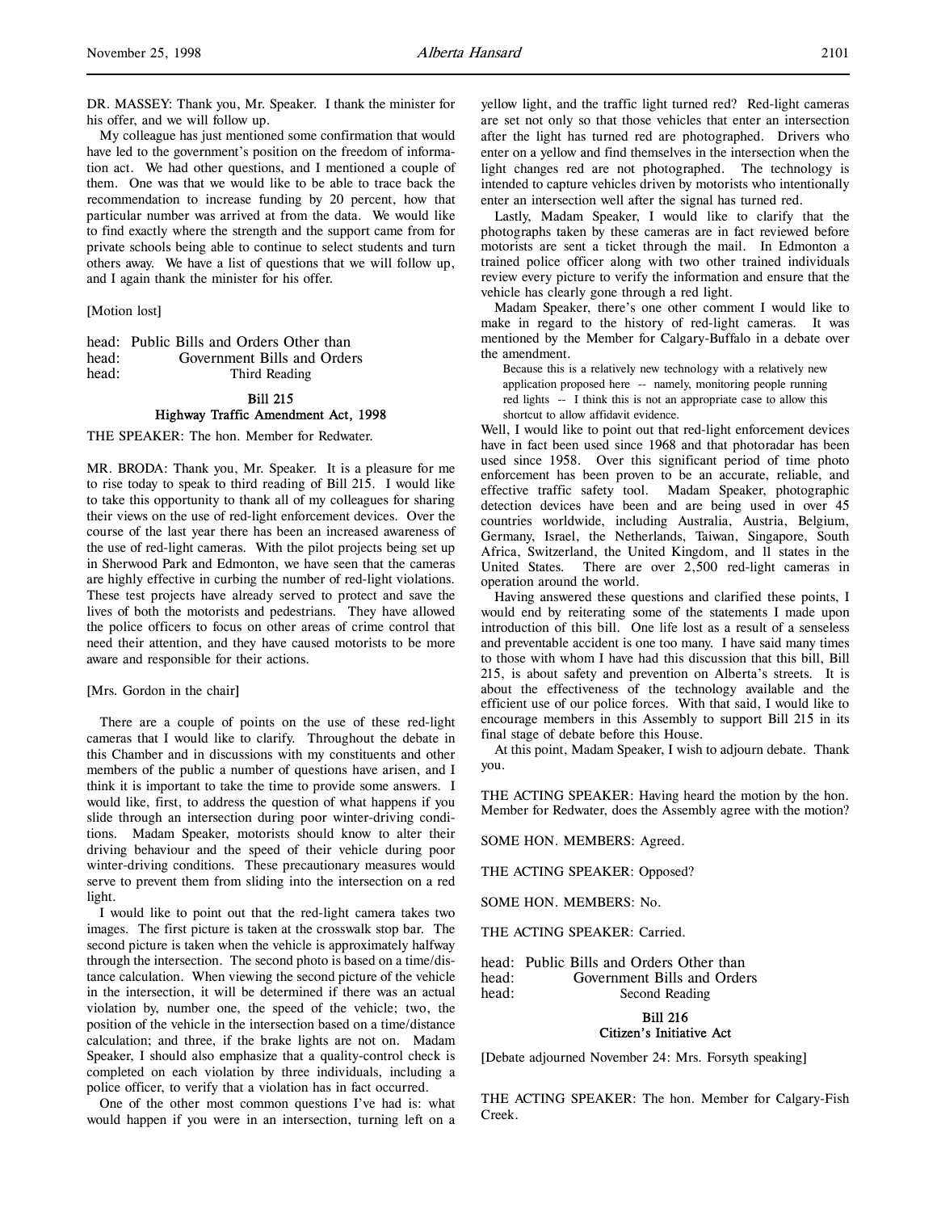DR. MASSEY: Thank you, Mr. Speaker. I thank the minister for his offer, and we will follow up.

My colleague has just mentioned some confirmation that would have led to the government's position on the freedom of information act. We had other questions, and I mentioned a couple of them. One was that we would like to be able to trace back the recommendation to increase funding by 20 percent, how that particular number was arrived at from the data. We would like to find exactly where the strength and the support came from for private schools being able to continue to select students and turn others away. We have a list of questions that we will follow up, and I again thank the minister for his offer.

[Motion lost]

head: Public Bills and Orders Other than
head: Government Bills and Orders
head: Third Reading

### Bill 215
### Highway Traffic Amendment Act, 1998

THE SPEAKER: The hon. Member for Redwater.

MR. BRODA: Thank you, Mr. Speaker. It is a pleasure for me to rise today to speak to third reading of Bill 215. I would like to take this opportunity to thank all of my colleagues for sharing their views on the use of red-light enforcement devices. Over the course of the last year there has been an increased awareness of the use of red-light cameras. With the pilot projects being set up in Sherwood Park and Edmonton, we have seen that the cameras are highly effective in curbing the number of red-light violations. These test projects have already served to protect and save the lives of both the motorists and pedestrians. They have allowed the police officers to focus on other areas of crime control that need their attention, and they have caused motorists to be more aware and responsible for their actions.

[Mrs. Gordon in the chair]

There are a couple of points on the use of these red-light cameras that I would like to clarify. Throughout the debate in this Chamber and in discussions with my constituents and other members of the public a number of questions have arisen, and I think it is important to take the time to provide some answers. I would like, first, to address the question of what happens if you slide through an intersection during poor winter-driving conditions. Madam Speaker, motorists should know to alter their driving behaviour and the speed of their vehicle during poor winter-driving conditions. These precautionary measures would serve to prevent them from sliding into the intersection on a red light.

I would like to point out that the red-light camera takes two images. The first picture is taken at the crosswalk stop bar. The second picture is taken when the vehicle is approximately halfway through the intersection. The second photo is based on a time/distance calculation. When viewing the second picture of the vehicle in the intersection, it will be determined if there was an actual violation by, number one, the speed of the vehicle; two, the position of the vehicle in the intersection based on a time/distance calculation; and three, if the brake lights are not on. Madam Speaker, I should also emphasize that a quality-control check is completed on each violation by three individuals, including a police officer, to verify that a violation has in fact occurred.

One of the other most common questions I've had is: what would happen if you were in an intersection, turning left on a yellow light, and the traffic light turned red? Red-light cameras are set not only so that those vehicles that enter an intersection after the light has turned red are photographed. Drivers who enter on a yellow and find themselves in the intersection when the light changes red are not photographed. The technology is intended to capture vehicles driven by motorists who intentionally enter an intersection well after the signal has turned red.

Lastly, Madam Speaker, I would like to clarify that the photographs taken by these cameras are in fact reviewed before motorists are sent a ticket through the mail. In Edmonton a trained police officer along with two other trained individuals review every picture to verify the information and ensure that the vehicle has clearly gone through a red light.

Madam Speaker, there's one other comment I would like to make in regard to the history of red-light cameras. It was mentioned by the Member for Calgary-Buffalo in a debate over the amendment.

> Because this is a relatively new technology with a relatively new application proposed here -- namely, monitoring people running red lights -- I think this is not an appropriate case to allow this shortcut to allow affidavit evidence.

Well, I would like to point out that red-light enforcement devices have in fact been used since 1968 and that photoradar has been used since 1958. Over this significant period of time photo enforcement has been proven to be an accurate, reliable, and effective traffic safety tool. Madam Speaker, photographic detection devices have been and are being used in over 45 countries worldwide, including Australia, Austria, Belgium, Germany, Israel, the Netherlands, Taiwan, Singapore, South Africa, Switzerland, the United Kingdom, and 11 states in the United States. There are over 2,500 red-light cameras in operation around the world.

Having answered these questions and clarified these points, I would end by reiterating some of the statements I made upon introduction of this bill. One life lost as a result of a senseless and preventable accident is one too many. I have said many times to those with whom I have had this discussion that this bill, Bill 215, is about safety and prevention on Alberta's streets. It is about the effectiveness of the technology available and the efficient use of our police forces. With that said, I would like to encourage members in this Assembly to support Bill 215 in its final stage of debate before this House.

At this point, Madam Speaker, I wish to adjourn debate. Thank you.

THE ACTING SPEAKER: Having heard the motion by the hon. Member for Redwater, does the Assembly agree with the motion?

SOME HON. MEMBERS: Agreed.

THE ACTING SPEAKER: Opposed?

SOME HON. MEMBERS: No.

THE ACTING SPEAKER: Carried.

head: Public Bills and Orders Other than
head: Government Bills and Orders
head: Second Reading

### Bill 216
### Citizen's Initiative Act

[Debate adjourned November 24: Mrs. Forsyth speaking]

THE ACTING SPEAKER: The hon. Member for Calgary-Fish Creek.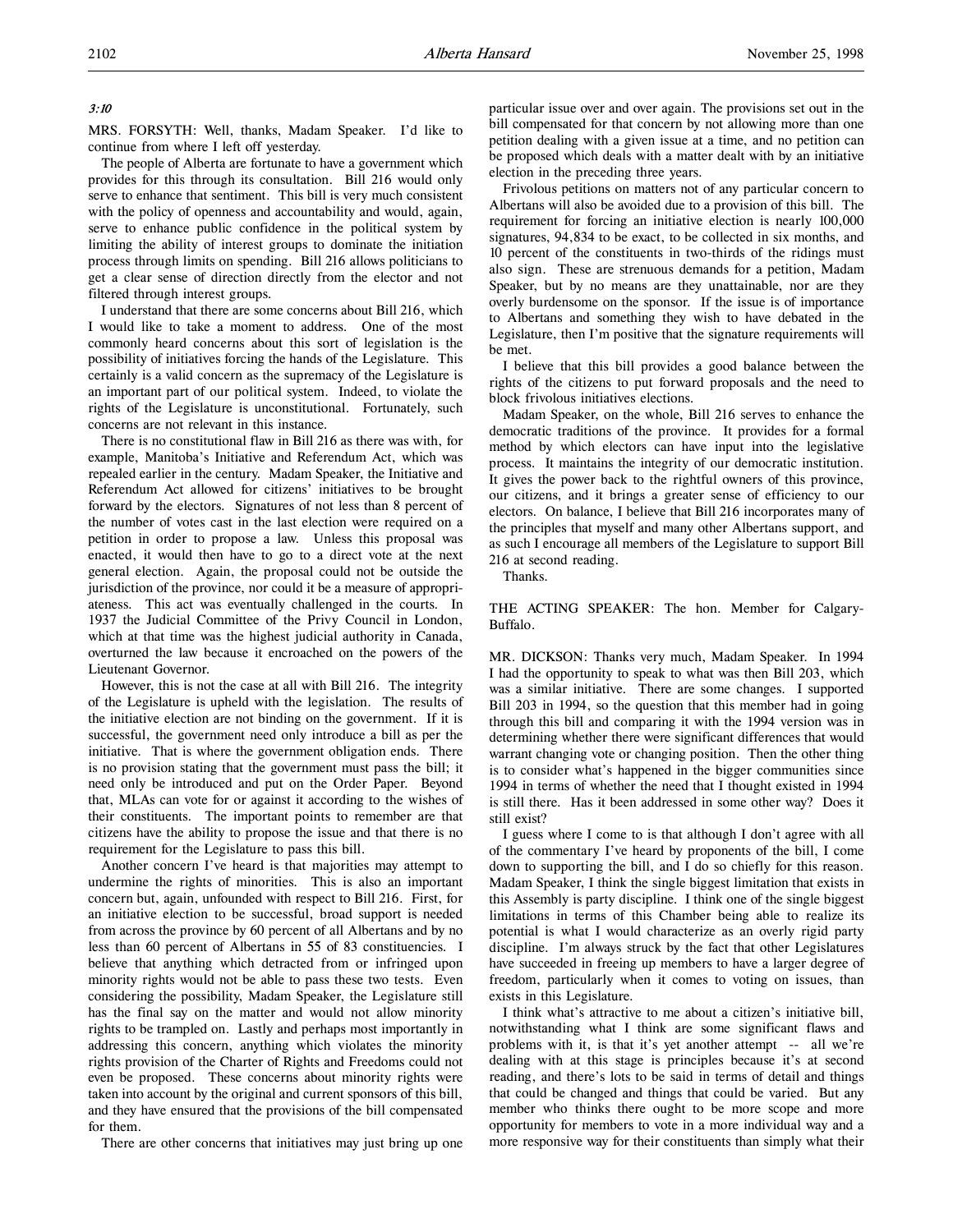*3:10*

MRS. FORSYTH: Well, thanks, Madam Speaker. I'd like to continue from where I left off yesterday.

The people of Alberta are fortunate to have a government which provides for this through its consultation. Bill 216 would only serve to enhance that sentiment. This bill is very much consistent with the policy of openness and accountability and would, again, serve to enhance public confidence in the political system by limiting the ability of interest groups to dominate the initiation process through limits on spending. Bill 216 allows politicians to get a clear sense of direction directly from the elector and not filtered through interest groups.

I understand that there are some concerns about Bill 216, which I would like to take a moment to address. One of the most commonly heard concerns about this sort of legislation is the possibility of initiatives forcing the hands of the Legislature. This certainly is a valid concern as the supremacy of the Legislature is an important part of our political system. Indeed, to violate the rights of the Legislature is unconstitutional. Fortunately, such concerns are not relevant in this instance.

There is no constitutional flaw in Bill 216 as there was with, for example, Manitoba's Initiative and Referendum Act, which was repealed earlier in the century. Madam Speaker, the Initiative and Referendum Act allowed for citizens' initiatives to be brought forward by the electors. Signatures of not less than 8 percent of the number of votes cast in the last election were required on a petition in order to propose a law. Unless this proposal was enacted, it would then have to go to a direct vote at the next general election. Again, the proposal could not be outside the jurisdiction of the province, nor could it be a measure of appropriateness. This act was eventually challenged in the courts. In 1937 the Judicial Committee of the Privy Council in London, which at that time was the highest judicial authority in Canada, overturned the law because it encroached on the powers of the Lieutenant Governor.

However, this is not the case at all with Bill 216. The integrity of the Legislature is upheld with the legislation. The results of the initiative election are not binding on the government. If it is successful, the government need only introduce a bill as per the initiative. That is where the government obligation ends. There is no provision stating that the government must pass the bill; it need only be introduced and put on the Order Paper. Beyond that, MLAs can vote for or against it according to the wishes of their constituents. The important points to remember are that citizens have the ability to propose the issue and that there is no requirement for the Legislature to pass this bill.

Another concern I've heard is that majorities may attempt to undermine the rights of minorities. This is also an important concern but, again, unfounded with respect to Bill 216. First, for an initiative election to be successful, broad support is needed from across the province by 60 percent of all Albertans and by no less than 60 percent of Albertans in 55 of 83 constituencies. I believe that anything which detracted from or infringed upon minority rights would not be able to pass these two tests. Even considering the possibility, Madam Speaker, the Legislature still has the final say on the matter and would not allow minority rights to be trampled on. Lastly and perhaps most importantly in addressing this concern, anything which violates the minority rights provision of the Charter of Rights and Freedoms could not even be proposed. These concerns about minority rights were taken into account by the original and current sponsors of this bill, and they have ensured that the provisions of the bill compensated for them.

There are other concerns that initiatives may just bring up one particular issue over and over again. The provisions set out in the bill compensated for that concern by not allowing more than one petition dealing with a given issue at a time, and no petition can be proposed which deals with a matter dealt with by an initiative election in the preceding three years.

Frivolous petitions on matters not of any particular concern to Albertans will also be avoided due to a provision of this bill. The requirement for forcing an initiative election is nearly 100,000 signatures, 94,834 to be exact, to be collected in six months, and 10 percent of the constituents in two-thirds of the ridings must also sign. These are strenuous demands for a petition, Madam Speaker, but by no means are they unattainable, nor are they overly burdensome on the sponsor. If the issue is of importance to Albertans and something they wish to have debated in the Legislature, then I'm positive that the signature requirements will be met.

I believe that this bill provides a good balance between the rights of the citizens to put forward proposals and the need to block frivolous initiatives elections.

Madam Speaker, on the whole, Bill 216 serves to enhance the democratic traditions of the province. It provides for a formal method by which electors can have input into the legislative process. It maintains the integrity of our democratic institution. It gives the power back to the rightful owners of this province, our citizens, and it brings a greater sense of efficiency to our electors. On balance, I believe that Bill 216 incorporates many of the principles that myself and many other Albertans support, and as such I encourage all members of the Legislature to support Bill 216 at second reading.

Thanks.

THE ACTING SPEAKER: The hon. Member for Calgary-Buffalo.

MR. DICKSON: Thanks very much, Madam Speaker. In 1994 I had the opportunity to speak to what was then Bill 203, which was a similar initiative. There are some changes. I supported Bill 203 in 1994, so the question that this member had in going through this bill and comparing it with the 1994 version was in determining whether there were significant differences that would warrant changing vote or changing position. Then the other thing is to consider what's happened in the bigger communities since 1994 in terms of whether the need that I thought existed in 1994 is still there. Has it been addressed in some other way? Does it still exist?

I guess where I come to is that although I don't agree with all of the commentary I've heard by proponents of the bill, I come down to supporting the bill, and I do so chiefly for this reason. Madam Speaker, I think the single biggest limitation that exists in this Assembly is party discipline. I think one of the single biggest limitations in terms of this Chamber being able to realize its potential is what I would characterize as an overly rigid party discipline. I'm always struck by the fact that other Legislatures have succeeded in freeing up members to have a larger degree of freedom, particularly when it comes to voting on issues, than exists in this Legislature.

I think what's attractive to me about a citizen's initiative bill, notwithstanding what I think are some significant flaws and problems with it, is that it's yet another attempt -- all we're dealing with at this stage is principles because it's at second reading, and there's lots to be said in terms of detail and things that could be changed and things that could be varied. But any member who thinks there ought to be more scope and more opportunity for members to vote in a more individual way and a more responsive way for their constituents than simply what their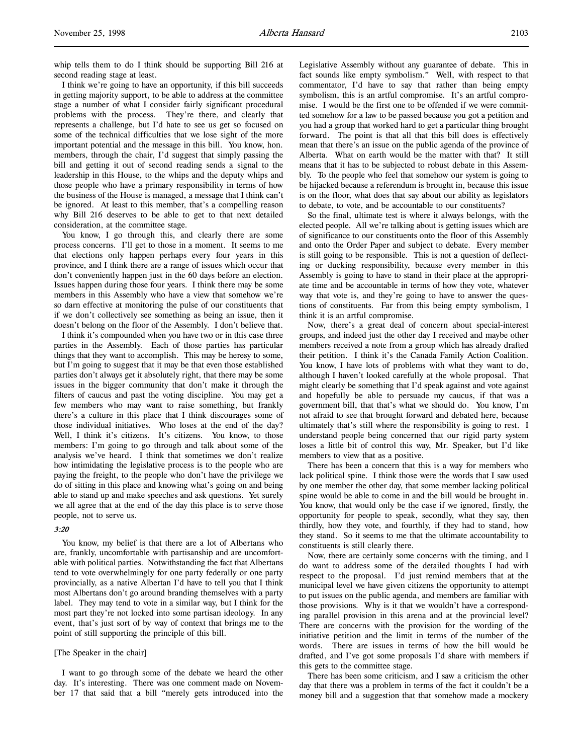whip tells them to do I think should be supporting Bill 216 at second reading stage at least.

I think we're going to have an opportunity, if this bill succeeds in getting majority support, to be able to address at the committee stage a number of what I consider fairly significant procedural problems with the process. They're there, and clearly that represents a challenge, but I'd hate to see us get so focused on some of the technical difficulties that we lose sight of the more important potential and the message in this bill. You know, hon. members, through the chair, I'd suggest that simply passing the bill and getting it out of second reading sends a signal to the leadership in this House, to the whips and the deputy whips and those people who have a primary responsibility in terms of how the business of the House is managed, a message that I think can't be ignored. At least to this member, that's a compelling reason why Bill 216 deserves to be able to get to that next detailed consideration, at the committee stage.

You know, I go through this, and clearly there are some process concerns. I'll get to those in a moment. It seems to me that elections only happen perhaps every four years in this province, and I think there are a range of issues which occur that don't conveniently happen just in the 60 days before an election. Issues happen during those four years. I think there may be some members in this Assembly who have a view that somehow we're so darn effective at monitoring the pulse of our constituents that if we don't collectively see something as being an issue, then it doesn't belong on the floor of the Assembly. I don't believe that.

I think it's compounded when you have two or in this case three parties in the Assembly. Each of those parties has particular things that they want to accomplish. This may be heresy to some, but I'm going to suggest that it may be that even those established parties don't always get it absolutely right, that there may be some issues in the bigger community that don't make it through the filters of caucus and past the voting discipline. You may get a few members who may want to raise something, but frankly there's a culture in this place that I think discourages some of those individual initiatives. Who loses at the end of the day? Well, I think it's citizens. It's citizens. You know, to those members: I'm going to go through and talk about some of the analysis we've heard. I think that sometimes we don't realize how intimidating the legislative process is to the people who are paying the freight, to the people who don't have the privilege we do of sitting in this place and knowing what's going on and being able to stand up and make speeches and ask questions. Yet surely we all agree that at the end of the day this place is to serve those people, not to serve us.

*3:20*

You know, my belief is that there are a lot of Albertans who are, frankly, uncomfortable with partisanship and are uncomfortable with political parties. Notwithstanding the fact that Albertans tend to vote overwhelmingly for one party federally or one party provincially, as a native Albertan I'd have to tell you that I think most Albertans don't go around branding themselves with a party label. They may tend to vote in a similar way, but I think for the most part they're not locked into some partisan ideology. In any event, that's just sort of by way of context that brings me to the point of still supporting the principle of this bill.

[The Speaker in the chair]

I want to go through some of the debate we heard the other day. It's interesting. There was one comment made on November 17 that said that a bill "merely gets introduced into the Legislative Assembly without any guarantee of debate. This in fact sounds like empty symbolism." Well, with respect to that commentator, I'd have to say that rather than being empty symbolism, this is an artful compromise. It's an artful compromise. I would be the first one to be offended if we were committed somehow for a law to be passed because you got a petition and you had a group that worked hard to get a particular thing brought forward. The point is that all that this bill does is effectively mean that there's an issue on the public agenda of the province of Alberta. What on earth would be the matter with that? It still means that it has to be subjected to robust debate in this Assembly. To the people who feel that somehow our system is going to be hijacked because a referendum is brought in, because this issue is on the floor, what does that say about our ability as legislators to debate, to vote, and be accountable to our constituents?

So the final, ultimate test is where it always belongs, with the elected people. All we're talking about is getting issues which are of significance to our constituents onto the floor of this Assembly and onto the Order Paper and subject to debate. Every member is still going to be responsible. This is not a question of deflecting or ducking responsibility, because every member in this Assembly is going to have to stand in their place at the appropriate time and be accountable in terms of how they vote, whatever way that vote is, and they're going to have to answer the questions of constituents. Far from this being empty symbolism, I think it is an artful compromise.

Now, there's a great deal of concern about special-interest groups, and indeed just the other day I received and maybe other members received a note from a group which has already drafted their petition. I think it's the Canada Family Action Coalition. You know, I have lots of problems with what they want to do, although I haven't looked carefully at the whole proposal. That might clearly be something that I'd speak against and vote against and hopefully be able to persuade my caucus, if that was a government bill, that that's what we should do. You know, I'm not afraid to see that brought forward and debated here, because ultimately that's still where the responsibility is going to rest. I understand people being concerned that our rigid party system loses a little bit of control this way, Mr. Speaker, but I'd like members to view that as a positive.

There has been a concern that this is a way for members who lack political spine. I think those were the words that I saw used by one member the other day, that some member lacking political spine would be able to come in and the bill would be brought in. You know, that would only be the case if we ignored, firstly, the opportunity for people to speak, secondly, what they say, then thirdly, how they vote, and fourthly, if they had to stand, how they stand. So it seems to me that the ultimate accountability to constituents is still clearly there.

Now, there are certainly some concerns with the timing, and I do want to address some of the detailed thoughts I had with respect to the proposal. I'd just remind members that at the municipal level we have given citizens the opportunity to attempt to put issues on the public agenda, and members are familiar with those provisions. Why is it that we wouldn't have a corresponding parallel provision in this arena and at the provincial level? There are concerns with the provision for the wording of the initiative petition and the limit in terms of the number of the words. There are issues in terms of how the bill would be drafted, and I've got some proposals I'd share with members if this gets to the committee stage.

There has been some criticism, and I saw a criticism the other day that there was a problem in terms of the fact it couldn't be a money bill and a suggestion that that somehow made a mockery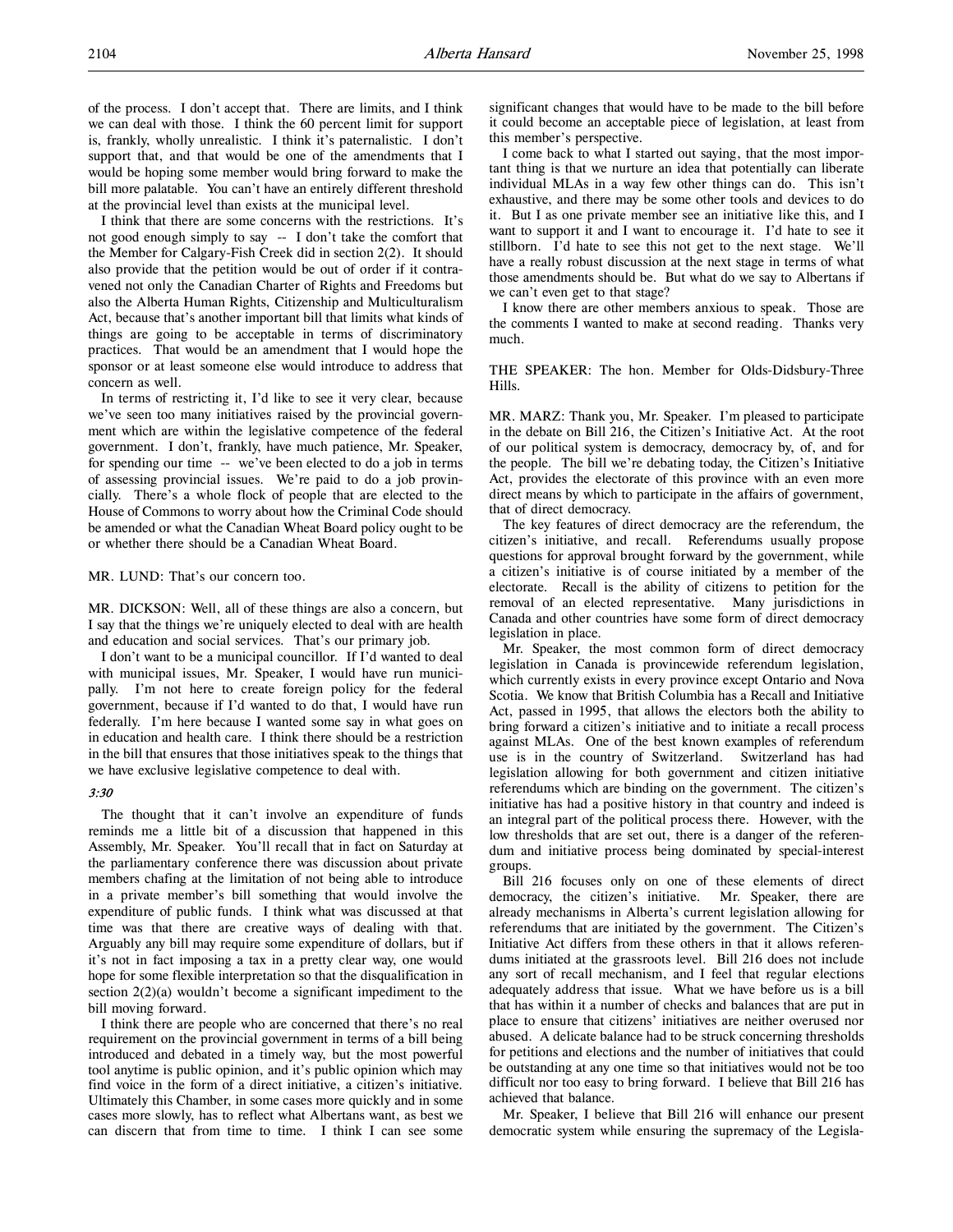of the process. I don't accept that. There are limits, and I think we can deal with those. I think the 60 percent limit for support is, frankly, wholly unrealistic. I think it's paternalistic. I don't support that, and that would be one of the amendments that I would be hoping some member would bring forward to make the bill more palatable. You can't have an entirely different threshold at the provincial level than exists at the municipal level.

I think that there are some concerns with the restrictions. It's not good enough simply to say -- I don't take the comfort that the Member for Calgary-Fish Creek did in section 2(2). It should also provide that the petition would be out of order if it contravened not only the Canadian Charter of Rights and Freedoms but also the Alberta Human Rights, Citizenship and Multiculturalism Act, because that's another important bill that limits what kinds of things are going to be acceptable in terms of discriminatory practices. That would be an amendment that I would hope the sponsor or at least someone else would introduce to address that concern as well.

In terms of restricting it, I'd like to see it very clear, because we've seen too many initiatives raised by the provincial government which are within the legislative competence of the federal government. I don't, frankly, have much patience, Mr. Speaker, for spending our time -- we've been elected to do a job in terms of assessing provincial issues. We're paid to do a job provincially. There's a whole flock of people that are elected to the House of Commons to worry about how the Criminal Code should be amended or what the Canadian Wheat Board policy ought to be or whether there should be a Canadian Wheat Board.

MR. LUND: That's our concern too.

MR. DICKSON: Well, all of these things are also a concern, but I say that the things we're uniquely elected to deal with are health and education and social services. That's our primary job.

I don't want to be a municipal councillor. If I'd wanted to deal with municipal issues, Mr. Speaker, I would have run municipally. I'm not here to create foreign policy for the federal government, because if I'd wanted to do that, I would have run federally. I'm here because I wanted some say in what goes on in education and health care. I think there should be a restriction in the bill that ensures that those initiatives speak to the things that we have exclusive legislative competence to deal with.

*3:30*

The thought that it can't involve an expenditure of funds reminds me a little bit of a discussion that happened in this Assembly, Mr. Speaker. You'll recall that in fact on Saturday at the parliamentary conference there was discussion about private members chafing at the limitation of not being able to introduce in a private member's bill something that would involve the expenditure of public funds. I think what was discussed at that time was that there are creative ways of dealing with that. Arguably any bill may require some expenditure of dollars, but if it's not in fact imposing a tax in a pretty clear way, one would hope for some flexible interpretation so that the disqualification in section 2(2)(a) wouldn't become a significant impediment to the bill moving forward.

I think there are people who are concerned that there's no real requirement on the provincial government in terms of a bill being introduced and debated in a timely way, but the most powerful tool anytime is public opinion, and it's public opinion which may find voice in the form of a direct initiative, a citizen's initiative. Ultimately this Chamber, in some cases more quickly and in some cases more slowly, has to reflect what Albertans want, as best we can discern that from time to time. I think I can see some significant changes that would have to be made to the bill before it could become an acceptable piece of legislation, at least from this member's perspective.

I come back to what I started out saying, that the most important thing is that we nurture an idea that potentially can liberate individual MLAs in a way few other things can do. This isn't exhaustive, and there may be some other tools and devices to do it. But I as one private member see an initiative like this, and I want to support it and I want to encourage it. I'd hate to see it stillborn. I'd hate to see this not get to the next stage. We'll have a really robust discussion at the next stage in terms of what those amendments should be. But what do we say to Albertans if we can't even get to that stage?

I know there are other members anxious to speak. Those are the comments I wanted to make at second reading. Thanks very much.

THE SPEAKER: The hon. Member for Olds-Didsbury-Three Hills.

MR. MARZ: Thank you, Mr. Speaker. I'm pleased to participate in the debate on Bill 216, the Citizen's Initiative Act. At the root of our political system is democracy, democracy by, of, and for the people. The bill we're debating today, the Citizen's Initiative Act, provides the electorate of this province with an even more direct means by which to participate in the affairs of government, that of direct democracy.

The key features of direct democracy are the referendum, the citizen's initiative, and recall. Referendums usually propose questions for approval brought forward by the government, while a citizen's initiative is of course initiated by a member of the electorate. Recall is the ability of citizens to petition for the removal of an elected representative. Many jurisdictions in Canada and other countries have some form of direct democracy legislation in place.

Mr. Speaker, the most common form of direct democracy legislation in Canada is provincewide referendum legislation, which currently exists in every province except Ontario and Nova Scotia. We know that British Columbia has a Recall and Initiative Act, passed in 1995, that allows the electors both the ability to bring forward a citizen's initiative and to initiate a recall process against MLAs. One of the best known examples of referendum use is in the country of Switzerland. Switzerland has had legislation allowing for both government and citizen initiative referendums which are binding on the government. The citizen's initiative has had a positive history in that country and indeed is an integral part of the political process there. However, with the low thresholds that are set out, there is a danger of the referendum and initiative process being dominated by special-interest groups.

Bill 216 focuses only on one of these elements of direct democracy, the citizen's initiative. Mr. Speaker, there are already mechanisms in Alberta's current legislation allowing for referendums that are initiated by the government. The Citizen's Initiative Act differs from these others in that it allows referendums initiated at the grassroots level. Bill 216 does not include any sort of recall mechanism, and I feel that regular elections adequately address that issue. What we have before us is a bill that has within it a number of checks and balances that are put in place to ensure that citizens' initiatives are neither overused nor abused. A delicate balance had to be struck concerning thresholds for petitions and elections and the number of initiatives that could be outstanding at any one time so that initiatives would not be too difficult nor too easy to bring forward. I believe that Bill 216 has achieved that balance.

Mr. Speaker, I believe that Bill 216 will enhance our present democratic system while ensuring the supremacy of the Legisla-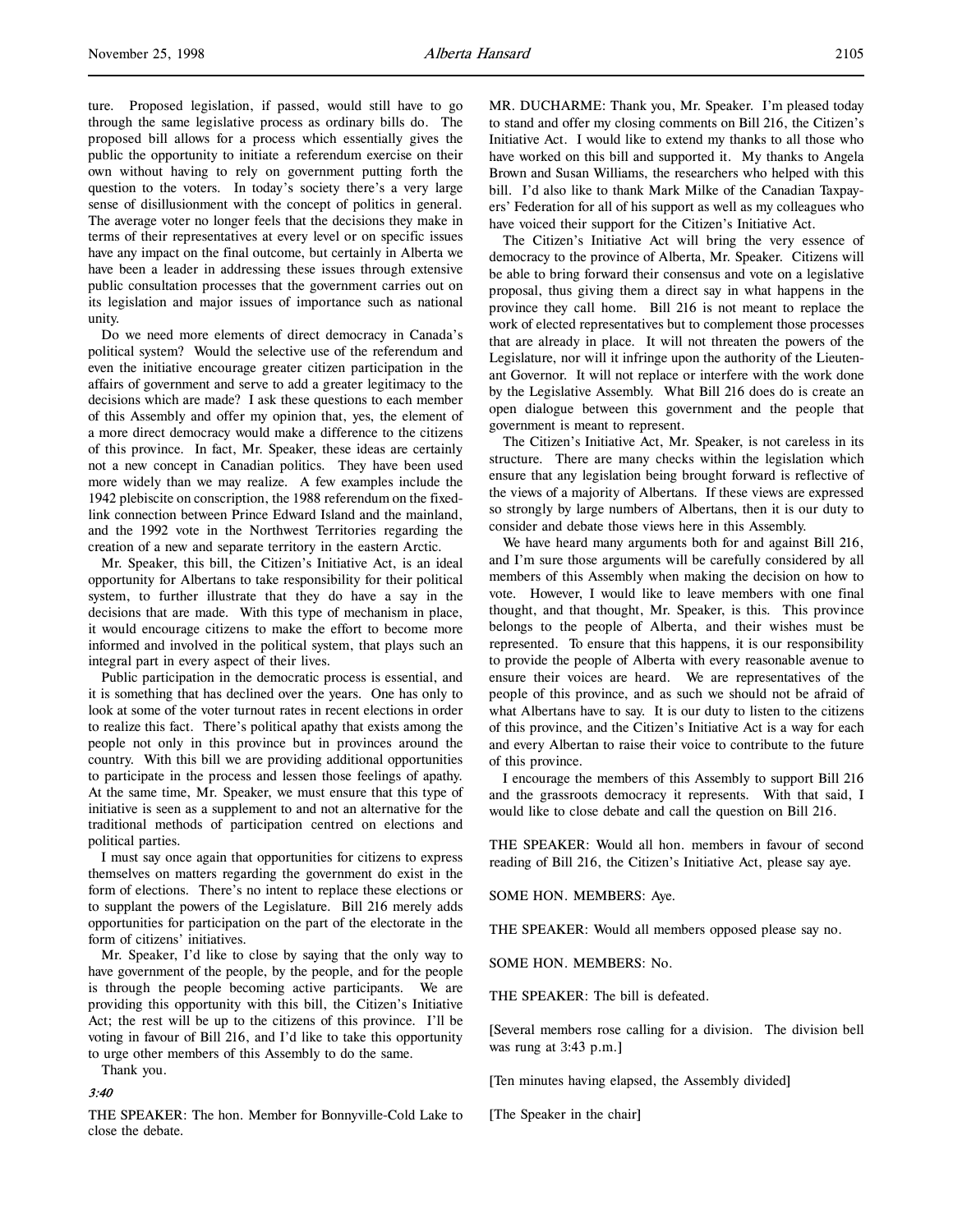ture. Proposed legislation, if passed, would still have to go through the same legislative process as ordinary bills do. The proposed bill allows for a process which essentially gives the public the opportunity to initiate a referendum exercise on their own without having to rely on government putting forth the question to the voters. In today's society there's a very large sense of disillusionment with the concept of politics in general. The average voter no longer feels that the decisions they make in terms of their representatives at every level or on specific issues have any impact on the final outcome, but certainly in Alberta we have been a leader in addressing these issues through extensive public consultation processes that the government carries out on its legislation and major issues of importance such as national unity.

Do we need more elements of direct democracy in Canada's political system? Would the selective use of the referendum and even the initiative encourage greater citizen participation in the affairs of government and serve to add a greater legitimacy to the decisions which are made? I ask these questions to each member of this Assembly and offer my opinion that, yes, the element of a more direct democracy would make a difference to the citizens of this province. In fact, Mr. Speaker, these ideas are certainly not a new concept in Canadian politics. They have been used more widely than we may realize. A few examples include the 1942 plebiscite on conscription, the 1988 referendum on the fixed-link connection between Prince Edward Island and the mainland, and the 1992 vote in the Northwest Territories regarding the creation of a new and separate territory in the eastern Arctic.

Mr. Speaker, this bill, the Citizen's Initiative Act, is an ideal opportunity for Albertans to take responsibility for their political system, to further illustrate that they do have a say in the decisions that are made. With this type of mechanism in place, it would encourage citizens to make the effort to become more informed and involved in the political system, that plays such an integral part in every aspect of their lives.

Public participation in the democratic process is essential, and it is something that has declined over the years. One has only to look at some of the voter turnout rates in recent elections in order to realize this fact. There's political apathy that exists among the people not only in this province but in provinces around the country. With this bill we are providing additional opportunities to participate in the process and lessen those feelings of apathy. At the same time, Mr. Speaker, we must ensure that this type of initiative is seen as a supplement to and not an alternative for the traditional methods of participation centred on elections and political parties.

I must say once again that opportunities for citizens to express themselves on matters regarding the government do exist in the form of elections. There's no intent to replace these elections or to supplant the powers of the Legislature. Bill 216 merely adds opportunities for participation on the part of the electorate in the form of citizens' initiatives.

Mr. Speaker, I'd like to close by saying that the only way to have government of the people, by the people, and for the people is through the people becoming active participants. We are providing this opportunity with this bill, the Citizen's Initiative Act; the rest will be up to the citizens of this province. I'll be voting in favour of Bill 216, and I'd like to take this opportunity to urge other members of this Assembly to do the same.

Thank you.

*3:40*

THE SPEAKER: The hon. Member for Bonnyville-Cold Lake to close the debate.

MR. DUCHARME: Thank you, Mr. Speaker. I'm pleased today to stand and offer my closing comments on Bill 216, the Citizen's Initiative Act. I would like to extend my thanks to all those who have worked on this bill and supported it. My thanks to Angela Brown and Susan Williams, the researchers who helped with this bill. I'd also like to thank Mark Milke of the Canadian Taxpayers' Federation for all of his support as well as my colleagues who have voiced their support for the Citizen's Initiative Act.

The Citizen's Initiative Act will bring the very essence of democracy to the province of Alberta, Mr. Speaker. Citizens will be able to bring forward their consensus and vote on a legislative proposal, thus giving them a direct say in what happens in the province they call home. Bill 216 is not meant to replace the work of elected representatives but to complement those processes that are already in place. It will not threaten the powers of the Legislature, nor will it infringe upon the authority of the Lieutenant Governor. It will not replace or interfere with the work done by the Legislative Assembly. What Bill 216 does do is create an open dialogue between this government and the people that government is meant to represent.

The Citizen's Initiative Act, Mr. Speaker, is not careless in its structure. There are many checks within the legislation which ensure that any legislation being brought forward is reflective of the views of a majority of Albertans. If these views are expressed so strongly by large numbers of Albertans, then it is our duty to consider and debate those views here in this Assembly.

We have heard many arguments both for and against Bill 216, and I'm sure those arguments will be carefully considered by all members of this Assembly when making the decision on how to vote. However, I would like to leave members with one final thought, and that thought, Mr. Speaker, is this. This province belongs to the people of Alberta, and their wishes must be represented. To ensure that this happens, it is our responsibility to provide the people of Alberta with every reasonable avenue to ensure their voices are heard. We are representatives of the people of this province, and as such we should not be afraid of what Albertans have to say. It is our duty to listen to the citizens of this province, and the Citizen's Initiative Act is a way for each and every Albertan to raise their voice to contribute to the future of this province.

I encourage the members of this Assembly to support Bill 216 and the grassroots democracy it represents. With that said, I would like to close debate and call the question on Bill 216.

THE SPEAKER: Would all hon. members in favour of second reading of Bill 216, the Citizen's Initiative Act, please say aye.

SOME HON. MEMBERS: Aye.

THE SPEAKER: Would all members opposed please say no.

SOME HON. MEMBERS: No.

THE SPEAKER: The bill is defeated.

[Several members rose calling for a division. The division bell was rung at 3:43 p.m.]

[Ten minutes having elapsed, the Assembly divided]

[The Speaker in the chair]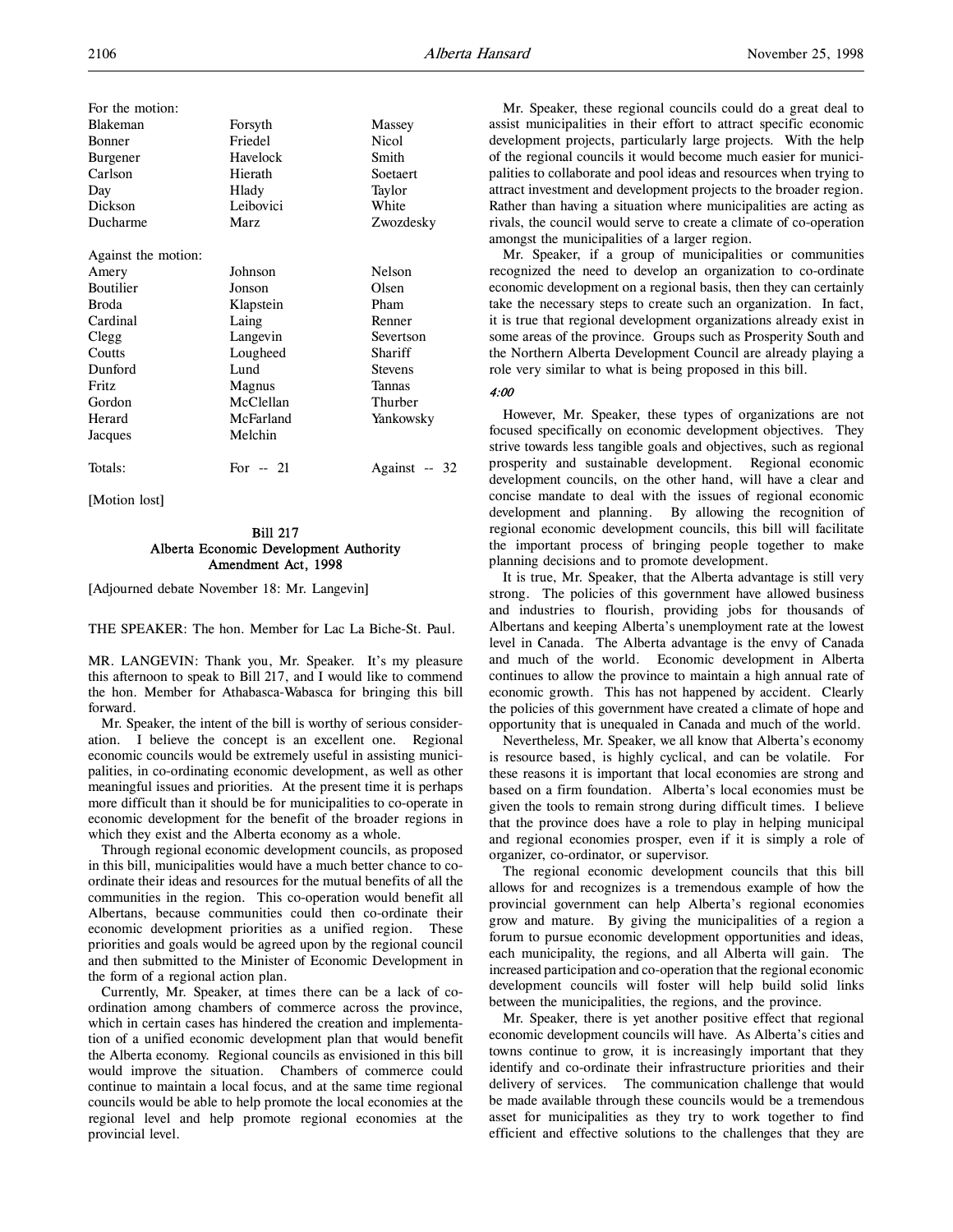For the motion:

| | | |
|---|---|---|
| Blakeman | Forsyth | Massey |
| Bonner | Friedel | Nicol |
| Burgener | Havelock | Smith |
| Carlson | Hierath | Soetaert |
| Day | Hlady | Taylor |
| Dickson | Leibovici | White |
| Ducharme | Marz | Zwozdesky |

Against the motion:

| | | |
|---|---|---|
| Amery | Johnson | Nelson |
| Boutilier | Jonson | Olsen |
| Broda | Klapstein | Pham |
| Cardinal | Laing | Renner |
| Clegg | Langevin | Severtson |
| Coutts | Lougheed | Shariff |
| Dunford | Lund | Stevens |
| Fritz | Magnus | Tannas |
| Gordon | McClellan | Thurber |
| Herard | McFarland | Yankowsky |
| Jacques | Melchin | |

| | | |
|---|---|---|
| Totals: | For -- 21 | Against -- 32 |

[Motion lost]

## Bill 217
## Alberta Economic Development Authority Amendment Act, 1998

[Adjourned debate November 18: Mr. Langevin]

THE SPEAKER: The hon. Member for Lac La Biche-St. Paul.

MR. LANGEVIN: Thank you, Mr. Speaker. It's my pleasure this afternoon to speak to Bill 217, and I would like to commend the hon. Member for Athabasca-Wabasca for bringing this bill forward.

Mr. Speaker, the intent of the bill is worthy of serious consideration. I believe the concept is an excellent one. Regional economic councils would be extremely useful in assisting municipalities, in co-ordinating economic development, as well as other meaningful issues and priorities. At the present time it is perhaps more difficult than it should be for municipalities to co-operate in economic development for the benefit of the broader regions in which they exist and the Alberta economy as a whole.

Through regional economic development councils, as proposed in this bill, municipalities would have a much better chance to co-ordinate their ideas and resources for the mutual benefits of all the communities in the region. This co-operation would benefit all Albertans, because communities could then co-ordinate their economic development priorities as a unified region. These priorities and goals would be agreed upon by the regional council and then submitted to the Minister of Economic Development in the form of a regional action plan.

Currently, Mr. Speaker, at times there can be a lack of co-ordination among chambers of commerce across the province, which in certain cases has hindered the creation and implementation of a unified economic development plan that would benefit the Alberta economy. Regional councils as envisioned in this bill would improve the situation. Chambers of commerce could continue to maintain a local focus, and at the same time regional councils would be able to help promote the local economies at the regional level and help promote regional economies at the provincial level.

Mr. Speaker, these regional councils could do a great deal to assist municipalities in their effort to attract specific economic development projects, particularly large projects. With the help of the regional councils it would become much easier for municipalities to collaborate and pool ideas and resources when trying to attract investment and development projects to the broader region. Rather than having a situation where municipalities are acting as rivals, the council would serve to create a climate of co-operation amongst the municipalities of a larger region.

Mr. Speaker, if a group of municipalities or communities recognized the need to develop an organization to co-ordinate economic development on a regional basis, then they can certainly take the necessary steps to create such an organization. In fact, it is true that regional development organizations already exist in some areas of the province. Groups such as Prosperity South and the Northern Alberta Development Council are already playing a role very similar to what is being proposed in this bill.

*4:00*

However, Mr. Speaker, these types of organizations are not focused specifically on economic development objectives. They strive towards less tangible goals and objectives, such as regional prosperity and sustainable development. Regional economic development councils, on the other hand, will have a clear and concise mandate to deal with the issues of regional economic development and planning. By allowing the recognition of regional economic development councils, this bill will facilitate the important process of bringing people together to make planning decisions and to promote development.

It is true, Mr. Speaker, that the Alberta advantage is still very strong. The policies of this government have allowed business and industries to flourish, providing jobs for thousands of Albertans and keeping Alberta's unemployment rate at the lowest level in Canada. The Alberta advantage is the envy of Canada and much of the world. Economic development in Alberta continues to allow the province to maintain a high annual rate of economic growth. This has not happened by accident. Clearly the policies of this government have created a climate of hope and opportunity that is unequaled in Canada and much of the world.

Nevertheless, Mr. Speaker, we all know that Alberta's economy is resource based, is highly cyclical, and can be volatile. For these reasons it is important that local economies are strong and based on a firm foundation. Alberta's local economies must be given the tools to remain strong during difficult times. I believe that the province does have a role to play in helping municipal and regional economies prosper, even if it is simply a role of organizer, co-ordinator, or supervisor.

The regional economic development councils that this bill allows for and recognizes is a tremendous example of how the provincial government can help Alberta's regional economies grow and mature. By giving the municipalities of a region a forum to pursue economic development opportunities and ideas, each municipality, the regions, and all Alberta will gain. The increased participation and co-operation that the regional economic development councils will foster will help build solid links between the municipalities, the regions, and the province.

Mr. Speaker, there is yet another positive effect that regional economic development councils will have. As Alberta's cities and towns continue to grow, it is increasingly important that they identify and co-ordinate their infrastructure priorities and their delivery of services. The communication challenge that would be made available through these councils would be a tremendous asset for municipalities as they try to work together to find efficient and effective solutions to the challenges that they are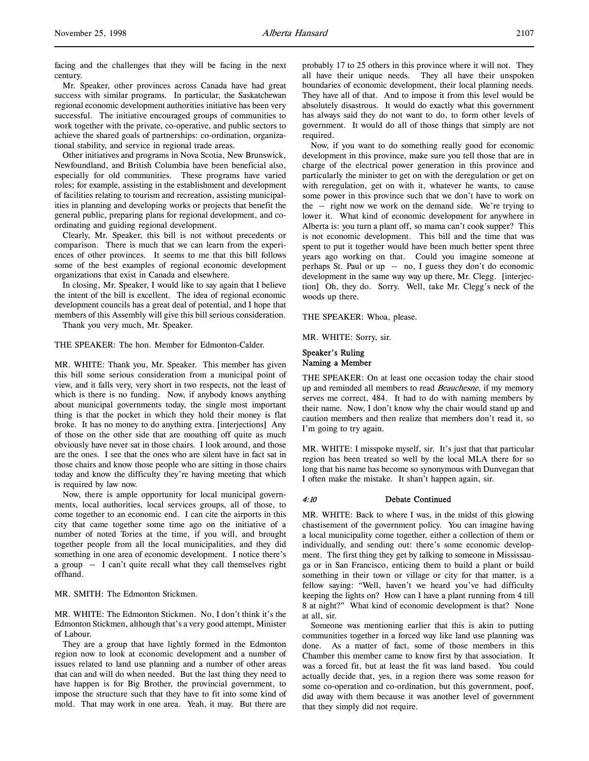facing and the challenges that they will be facing in the next century.

Mr. Speaker, other provinces across Canada have had great success with similar programs. In particular, the Saskatchewan regional economic development authorities initiative has been very successful. The initiative encouraged groups of communities to work together with the private, co-operative, and public sectors to achieve the shared goals of partnerships: co-ordination, organizational stability, and service in regional trade areas.

Other initiatives and programs in Nova Scotia, New Brunswick, Newfoundland, and British Columbia have been beneficial also, especially for old communities. These programs have varied roles; for example, assisting in the establishment and development of facilities relating to tourism and recreation, assisting municipalities in planning and developing works or projects that benefit the general public, preparing plans for regional development, and co-ordinating and guiding regional development.

Clearly, Mr. Speaker, this bill is not without precedents or comparison. There is much that we can learn from the experiences of other provinces. It seems to me that this bill follows some of the best examples of regional economic development organizations that exist in Canada and elsewhere.

In closing, Mr. Speaker, I would like to say again that I believe the intent of the bill is excellent. The idea of regional economic development councils has a great deal of potential, and I hope that members of this Assembly will give this bill serious consideration.

Thank you very much, Mr. Speaker.

THE SPEAKER: The hon. Member for Edmonton-Calder.

MR. WHITE: Thank you, Mr. Speaker. This member has given this bill some serious consideration from a municipal point of view, and it falls very, very short in two respects, not the least of which is there is no funding. Now, if anybody knows anything about municipal governments today, the single most important thing is that the pocket in which they hold their money is flat broke. It has no money to do anything extra. [interjections] Any of those on the other side that are mouthing off quite as much obviously have never sat in those chairs. I look around, and those are the ones. I see that the ones who are silent have in fact sat in those chairs and know those people who are sitting in those chairs today and know the difficulty they're having meeting that which is required by law now.

Now, there is ample opportunity for local municipal governments, local authorities, local services groups, all of those, to come together to an economic end. I can cite the airports in this city that came together some time ago on the initiative of a number of noted Tories at the time, if you will, and brought together people from all the local municipalities, and they did something in one area of economic development. I notice there's a group -- I can't quite recall what they call themselves right offhand.

MR. SMITH: The Edmonton Stickmen.

MR. WHITE: The Edmonton Stickmen. No, I don't think it's the Edmonton Stickmen, although that's a very good attempt, Minister of Labour.

They are a group that have lightly formed in the Edmonton region now to look at economic development and a number of issues related to land use planning and a number of other areas that can and will do when needed. But the last thing they need to have happen is for Big Brother, the provincial government, to impose the structure such that they have to fit into some kind of mold. That may work in one area. Yeah, it may. But there are probably 17 to 25 others in this province where it will not. They all have their unique needs. They all have their unspoken boundaries of economic development, their local planning needs. They have all of that. And to impose it from this level would be absolutely disastrous. It would do exactly what this government has always said they do not want to do, to form other levels of government. It would do all of those things that simply are not required.

Now, if you want to do something really good for economic development in this province, make sure you tell those that are in charge of the electrical power generation in this province and particularly the minister to get on with the deregulation or get on with reregulation, get on with it, whatever he wants, to cause some power in this province such that we don't have to work on the -- right now we work on the demand side. We're trying to lower it. What kind of economic development for anywhere in Alberta is: you turn a plant off, so mama can't cook supper? This is not economic development. This bill and the time that was spent to put it together would have been much better spent three years ago working on that. Could you imagine someone at perhaps St. Paul or up -- no, I guess they don't do economic development in the same way way up there, Mr. Clegg. [interjection] Oh, they do. Sorry. Well, take Mr. Clegg's neck of the woods up there.

THE SPEAKER: Whoa, please.

MR. WHITE: Sorry, sir.

### Speaker's Ruling
### Naming a Member

THE SPEAKER: On at least one occasion today the chair stood up and reminded all members to read *Beauchesne*, if my memory serves me correct, 484. It had to do with naming members by their name. Now, I don't know why the chair would stand up and caution members and then realize that members don't read it, so I'm going to try again.

MR. WHITE: I misspoke myself, sir. It's just that that particular region has been treated so well by the local MLA there for so long that his name has become so synonymous with Dunvegan that I often make the mistake. It shan't happen again, sir.

### *4:10* Debate Continued

MR. WHITE: Back to where I was, in the midst of this glowing chastisement of the government policy. You can imagine having a local municipality come together, either a collection of them or individually, and sending out: there's some economic development. The first thing they get by talking to someone in Mississauga or in San Francisco, enticing them to build a plant or build something in their town or village or city for that matter, is a fellow saying: "Well, haven't we heard you've had difficulty keeping the lights on? How can I have a plant running from 4 till 8 at night?" What kind of economic development is that? None at all, sir.

Someone was mentioning earlier that this is akin to putting communities together in a forced way like land use planning was done. As a matter of fact, some of those members in this Chamber this member came to know first by that association. It was a forced fit, but at least the fit was land based. You could actually decide that, yes, in a region there was some reason for some co-operation and co-ordination, but this government, poof, did away with them because it was another level of government that they simply did not require.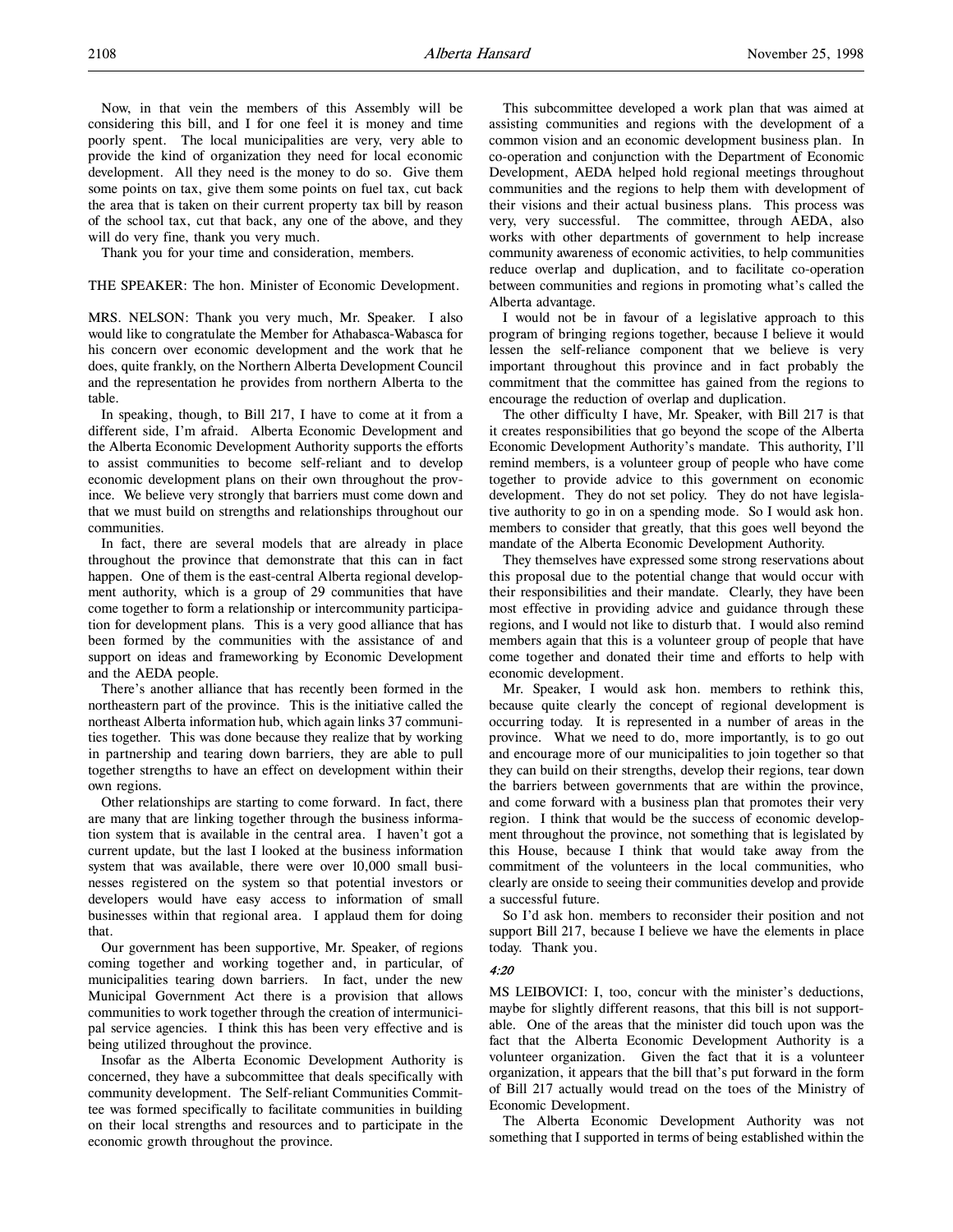Now, in that vein the members of this Assembly will be considering this bill, and I for one feel it is money and time poorly spent. The local municipalities are very, very able to provide the kind of organization they need for local economic development. All they need is the money to do so. Give them some points on tax, give them some points on fuel tax, cut back the area that is taken on their current property tax bill by reason of the school tax, cut that back, any one of the above, and they will do very fine, thank you very much.

Thank you for your time and consideration, members.

THE SPEAKER: The hon. Minister of Economic Development.

MRS. NELSON: Thank you very much, Mr. Speaker. I also would like to congratulate the Member for Athabasca-Wabasca for his concern over economic development and the work that he does, quite frankly, on the Northern Alberta Development Council and the representation he provides from northern Alberta to the table.

In speaking, though, to Bill 217, I have to come at it from a different side, I'm afraid. Alberta Economic Development and the Alberta Economic Development Authority supports the efforts to assist communities to become self-reliant and to develop economic development plans on their own throughout the province. We believe very strongly that barriers must come down and that we must build on strengths and relationships throughout our communities.

In fact, there are several models that are already in place throughout the province that demonstrate that this can in fact happen. One of them is the east-central Alberta regional development authority, which is a group of 29 communities that have come together to form a relationship or intercommunity participation for development plans. This is a very good alliance that has been formed by the communities with the assistance of and support on ideas and frameworking by Economic Development and the AEDA people.

There's another alliance that has recently been formed in the northeastern part of the province. This is the initiative called the northeast Alberta information hub, which again links 37 communities together. This was done because they realize that by working in partnership and tearing down barriers, they are able to pull together strengths to have an effect on development within their own regions.

Other relationships are starting to come forward. In fact, there are many that are linking together through the business information system that is available in the central area. I haven't got a current update, but the last I looked at the business information system that was available, there were over 10,000 small businesses registered on the system so that potential investors or developers would have easy access to information of small businesses within that regional area. I applaud them for doing that.

Our government has been supportive, Mr. Speaker, of regions coming together and working together and, in particular, of municipalities tearing down barriers. In fact, under the new Municipal Government Act there is a provision that allows communities to work together through the creation of intermunicipal service agencies. I think this has been very effective and is being utilized throughout the province.

Insofar as the Alberta Economic Development Authority is concerned, they have a subcommittee that deals specifically with community development. The Self-reliant Communities Committee was formed specifically to facilitate communities in building on their local strengths and resources and to participate in the economic growth throughout the province.

This subcommittee developed a work plan that was aimed at assisting communities and regions with the development of a common vision and an economic development business plan. In co-operation and conjunction with the Department of Economic Development, AEDA helped hold regional meetings throughout communities and the regions to help them with development of their visions and their actual business plans. This process was very, very successful. The committee, through AEDA, also works with other departments of government to help increase community awareness of economic activities, to help communities reduce overlap and duplication, and to facilitate co-operation between communities and regions in promoting what's called the Alberta advantage.

I would not be in favour of a legislative approach to this program of bringing regions together, because I believe it would lessen the self-reliance component that we believe is very important throughout this province and in fact probably the commitment that the committee has gained from the regions to encourage the reduction of overlap and duplication.

The other difficulty I have, Mr. Speaker, with Bill 217 is that it creates responsibilities that go beyond the scope of the Alberta Economic Development Authority's mandate. This authority, I'll remind members, is a volunteer group of people who have come together to provide advice to this government on economic development. They do not set policy. They do not have legislative authority to go in on a spending mode. So I would ask hon. members to consider that greatly, that this goes well beyond the mandate of the Alberta Economic Development Authority.

They themselves have expressed some strong reservations about this proposal due to the potential change that would occur with their responsibilities and their mandate. Clearly, they have been most effective in providing advice and guidance through these regions, and I would not like to disturb that. I would also remind members again that this is a volunteer group of people that have come together and donated their time and efforts to help with economic development.

Mr. Speaker, I would ask hon. members to rethink this, because quite clearly the concept of regional development is occurring today. It is represented in a number of areas in the province. What we need to do, more importantly, is to go out and encourage more of our municipalities to join together so that they can build on their strengths, develop their regions, tear down the barriers between governments that are within the province, and come forward with a business plan that promotes their very region. I think that would be the success of economic development throughout the province, not something that is legislated by this House, because I think that would take away from the commitment of the volunteers in the local communities, who clearly are onside to seeing their communities develop and provide a successful future.

So I'd ask hon. members to reconsider their position and not support Bill 217, because I believe we have the elements in place today. Thank you.

*4:20*

MS LEIBOVICI: I, too, concur with the minister's deductions, maybe for slightly different reasons, that this bill is not supportable. One of the areas that the minister did touch upon was the fact that the Alberta Economic Development Authority is a volunteer organization. Given the fact that it is a volunteer organization, it appears that the bill that's put forward in the form of Bill 217 actually would tread on the toes of the Ministry of Economic Development.

The Alberta Economic Development Authority was not something that I supported in terms of being established within the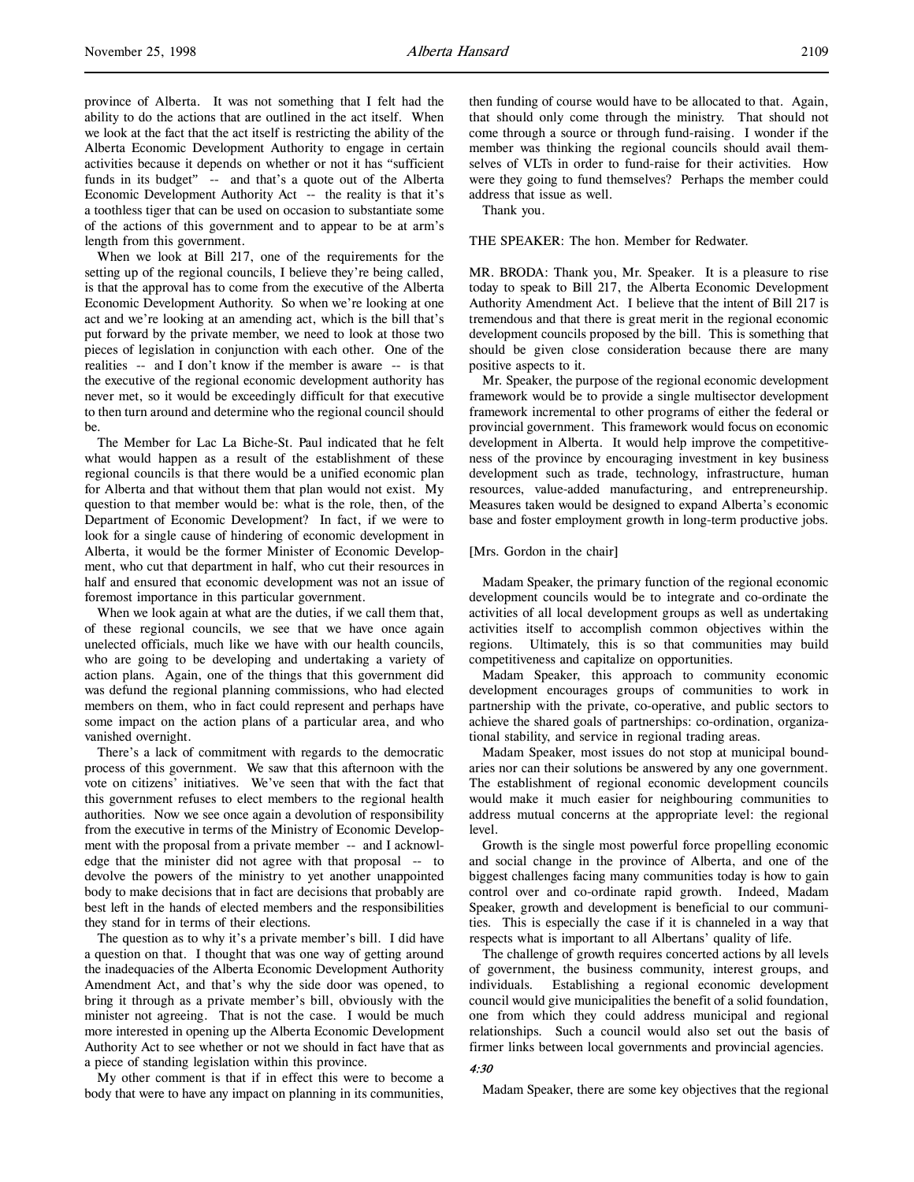province of Alberta. It was not something that I felt had the ability to do the actions that are outlined in the act itself. When we look at the fact that the act itself is restricting the ability of the Alberta Economic Development Authority to engage in certain activities because it depends on whether or not it has "sufficient funds in its budget" -- and that's a quote out of the Alberta Economic Development Authority Act -- the reality is that it's a toothless tiger that can be used on occasion to substantiate some of the actions of this government and to appear to be at arm's length from this government.

When we look at Bill 217, one of the requirements for the setting up of the regional councils, I believe they're being called, is that the approval has to come from the executive of the Alberta Economic Development Authority. So when we're looking at one act and we're looking at an amending act, which is the bill that's put forward by the private member, we need to look at those two pieces of legislation in conjunction with each other. One of the realities -- and I don't know if the member is aware -- is that the executive of the regional economic development authority has never met, so it would be exceedingly difficult for that executive to then turn around and determine who the regional council should be.

The Member for Lac La Biche-St. Paul indicated that he felt what would happen as a result of the establishment of these regional councils is that there would be a unified economic plan for Alberta and that without them that plan would not exist. My question to that member would be: what is the role, then, of the Department of Economic Development? In fact, if we were to look for a single cause of hindering of economic development in Alberta, it would be the former Minister of Economic Development, who cut that department in half, who cut their resources in half and ensured that economic development was not an issue of foremost importance in this particular government.

When we look again at what are the duties, if we call them that, of these regional councils, we see that we have once again unelected officials, much like we have with our health councils, who are going to be developing and undertaking a variety of action plans. Again, one of the things that this government did was defund the regional planning commissions, who had elected members on them, who in fact could represent and perhaps have some impact on the action plans of a particular area, and who vanished overnight.

There's a lack of commitment with regards to the democratic process of this government. We saw that this afternoon with the vote on citizens' initiatives. We've seen that with the fact that this government refuses to elect members to the regional health authorities. Now we see once again a devolution of responsibility from the executive in terms of the Ministry of Economic Development with the proposal from a private member -- and I acknowledge that the minister did not agree with that proposal -- to devolve the powers of the ministry to yet another unappointed body to make decisions that in fact are decisions that probably are best left in the hands of elected members and the responsibilities they stand for in terms of their elections.

The question as to why it's a private member's bill. I did have a question on that. I thought that was one way of getting around the inadequacies of the Alberta Economic Development Authority Amendment Act, and that's why the side door was opened, to bring it through as a private member's bill, obviously with the minister not agreeing. That is not the case. I would be much more interested in opening up the Alberta Economic Development Authority Act to see whether or not we should in fact have that as a piece of standing legislation within this province.

My other comment is that if in effect this were to become a body that were to have any impact on planning in its communities, then funding of course would have to be allocated to that. Again, that should only come through the ministry. That should not come through a source or through fund-raising. I wonder if the member was thinking the regional councils should avail themselves of VLTs in order to fund-raise for their activities. How were they going to fund themselves? Perhaps the member could address that issue as well.

Thank you.

THE SPEAKER: The hon. Member for Redwater.

MR. BRODA: Thank you, Mr. Speaker. It is a pleasure to rise today to speak to Bill 217, the Alberta Economic Development Authority Amendment Act. I believe that the intent of Bill 217 is tremendous and that there is great merit in the regional economic development councils proposed by the bill. This is something that should be given close consideration because there are many positive aspects to it.

Mr. Speaker, the purpose of the regional economic development framework would be to provide a single multisector development framework incremental to other programs of either the federal or provincial government. This framework would focus on economic development in Alberta. It would help improve the competitiveness of the province by encouraging investment in key business development such as trade, technology, infrastructure, human resources, value-added manufacturing, and entrepreneurship. Measures taken would be designed to expand Alberta's economic base and foster employment growth in long-term productive jobs.

[Mrs. Gordon in the chair]

Madam Speaker, the primary function of the regional economic development councils would be to integrate and co-ordinate the activities of all local development groups as well as undertaking activities itself to accomplish common objectives within the regions. Ultimately, this is so that communities may build competitiveness and capitalize on opportunities.

Madam Speaker, this approach to community economic development encourages groups of communities to work in partnership with the private, co-operative, and public sectors to achieve the shared goals of partnerships: co-ordination, organizational stability, and service in regional trading areas.

Madam Speaker, most issues do not stop at municipal boundaries nor can their solutions be answered by any one government. The establishment of regional economic development councils would make it much easier for neighbouring communities to address mutual concerns at the appropriate level: the regional level.

Growth is the single most powerful force propelling economic and social change in the province of Alberta, and one of the biggest challenges facing many communities today is how to gain control over and co-ordinate rapid growth. Indeed, Madam Speaker, growth and development is beneficial to our communities. This is especially the case if it is channeled in a way that respects what is important to all Albertans' quality of life.

The challenge of growth requires concerted actions by all levels of government, the business community, interest groups, and individuals. Establishing a regional economic development council would give municipalities the benefit of a solid foundation, one from which they could address municipal and regional relationships. Such a council would also set out the basis of firmer links between local governments and provincial agencies.

*4:30*

Madam Speaker, there are some key objectives that the regional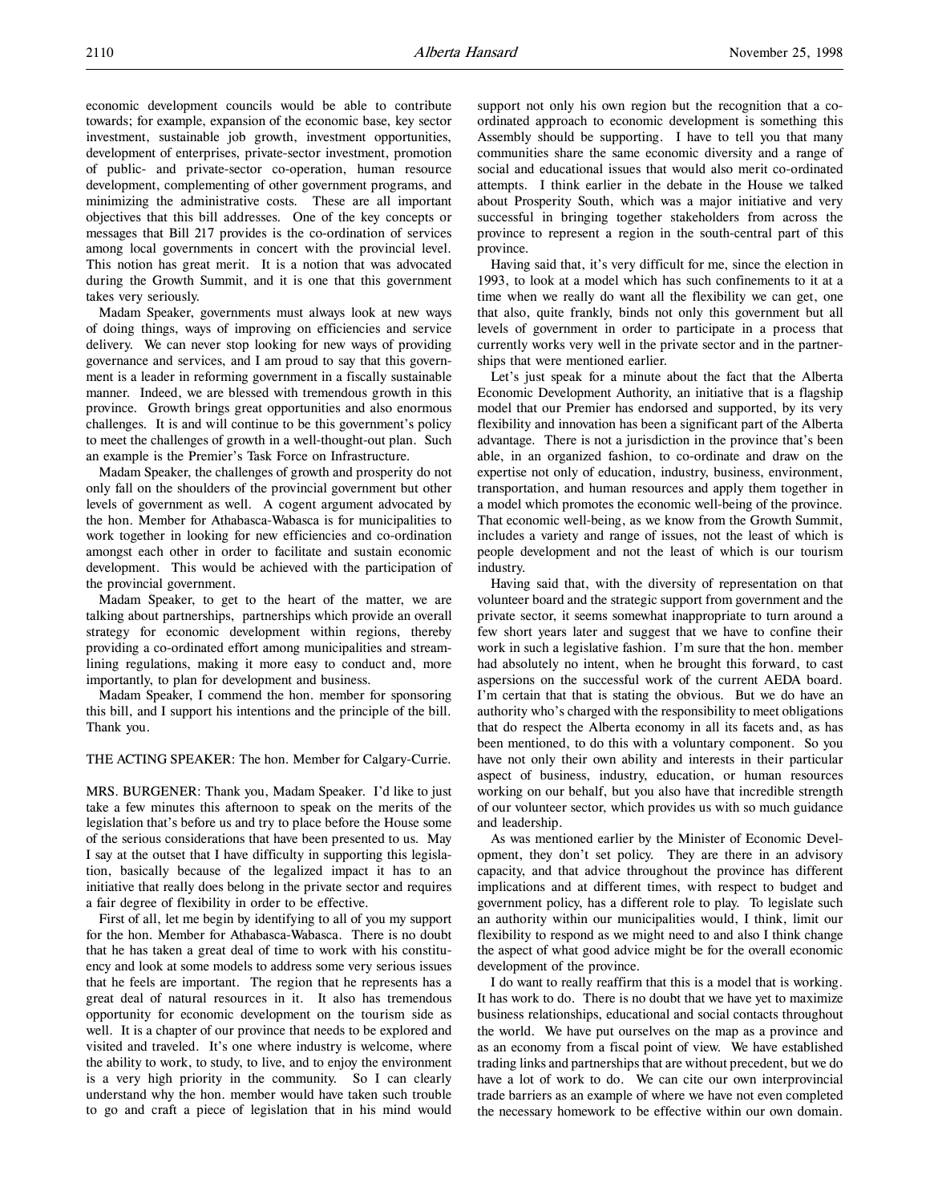economic development councils would be able to contribute towards; for example, expansion of the economic base, key sector investment, sustainable job growth, investment opportunities, development of enterprises, private-sector investment, promotion of public- and private-sector co-operation, human resource development, complementing of other government programs, and minimizing the administrative costs. These are all important objectives that this bill addresses. One of the key concepts or messages that Bill 217 provides is the co-ordination of services among local governments in concert with the provincial level. This notion has great merit. It is a notion that was advocated during the Growth Summit, and it is one that this government takes very seriously.

Madam Speaker, governments must always look at new ways of doing things, ways of improving on efficiencies and service delivery. We can never stop looking for new ways of providing governance and services, and I am proud to say that this government is a leader in reforming government in a fiscally sustainable manner. Indeed, we are blessed with tremendous growth in this province. Growth brings great opportunities and also enormous challenges. It is and will continue to be this government's policy to meet the challenges of growth in a well-thought-out plan. Such an example is the Premier's Task Force on Infrastructure.

Madam Speaker, the challenges of growth and prosperity do not only fall on the shoulders of the provincial government but other levels of government as well. A cogent argument advocated by the hon. Member for Athabasca-Wabasca is for municipalities to work together in looking for new efficiencies and co-ordination amongst each other in order to facilitate and sustain economic development. This would be achieved with the participation of the provincial government.

Madam Speaker, to get to the heart of the matter, we are talking about partnerships, partnerships which provide an overall strategy for economic development within regions, thereby providing a co-ordinated effort among municipalities and streamlining regulations, making it more easy to conduct and, more importantly, to plan for development and business.

Madam Speaker, I commend the hon. member for sponsoring this bill, and I support his intentions and the principle of the bill. Thank you.

THE ACTING SPEAKER: The hon. Member for Calgary-Currie.

MRS. BURGENER: Thank you, Madam Speaker. I'd like to just take a few minutes this afternoon to speak on the merits of the legislation that's before us and try to place before the House some of the serious considerations that have been presented to us. May I say at the outset that I have difficulty in supporting this legislation, basically because of the legalized impact it has to an initiative that really does belong in the private sector and requires a fair degree of flexibility in order to be effective.

First of all, let me begin by identifying to all of you my support for the hon. Member for Athabasca-Wabasca. There is no doubt that he has taken a great deal of time to work with his constituency and look at some models to address some very serious issues that he feels are important. The region that he represents has a great deal of natural resources in it. It also has tremendous opportunity for economic development on the tourism side as well. It is a chapter of our province that needs to be explored and visited and traveled. It's one where industry is welcome, where the ability to work, to study, to live, and to enjoy the environment is a very high priority in the community. So I can clearly understand why the hon. member would have taken such trouble to go and craft a piece of legislation that in his mind would support not only his own region but the recognition that a co-ordinated approach to economic development is something this Assembly should be supporting. I have to tell you that many communities share the same economic diversity and a range of social and educational issues that would also merit co-ordinated attempts. I think earlier in the debate in the House we talked about Prosperity South, which was a major initiative and very successful in bringing together stakeholders from across the province to represent a region in the south-central part of this province.

Having said that, it's very difficult for me, since the election in 1993, to look at a model which has such confinements to it at a time when we really do want all the flexibility we can get, one that also, quite frankly, binds not only this government but all levels of government in order to participate in a process that currently works very well in the private sector and in the partnerships that were mentioned earlier.

Let's just speak for a minute about the fact that the Alberta Economic Development Authority, an initiative that is a flagship model that our Premier has endorsed and supported, by its very flexibility and innovation has been a significant part of the Alberta advantage. There is not a jurisdiction in the province that's been able, in an organized fashion, to co-ordinate and draw on the expertise not only of education, industry, business, environment, transportation, and human resources and apply them together in a model which promotes the economic well-being of the province. That economic well-being, as we know from the Growth Summit, includes a variety and range of issues, not the least of which is people development and not the least of which is our tourism industry.

Having said that, with the diversity of representation on that volunteer board and the strategic support from government and the private sector, it seems somewhat inappropriate to turn around a few short years later and suggest that we have to confine their work in such a legislative fashion. I'm sure that the hon. member had absolutely no intent, when he brought this forward, to cast aspersions on the successful work of the current AEDA board. I'm certain that that is stating the obvious. But we do have an authority who's charged with the responsibility to meet obligations that do respect the Alberta economy in all its facets and, as has been mentioned, to do this with a voluntary component. So you have not only their own ability and interests in their particular aspect of business, industry, education, or human resources working on our behalf, but you also have that incredible strength of our volunteer sector, which provides us with so much guidance and leadership.

As was mentioned earlier by the Minister of Economic Development, they don't set policy. They are there in an advisory capacity, and that advice throughout the province has different implications and at different times, with respect to budget and government policy, has a different role to play. To legislate such an authority within our municipalities would, I think, limit our flexibility to respond as we might need to and also I think change the aspect of what good advice might be for the overall economic development of the province.

I do want to really reaffirm that this is a model that is working. It has work to do. There is no doubt that we have yet to maximize business relationships, educational and social contacts throughout the world. We have put ourselves on the map as a province and as an economy from a fiscal point of view. We have established trading links and partnerships that are without precedent, but we do have a lot of work to do. We can cite our own interprovincial trade barriers as an example of where we have not even completed the necessary homework to be effective within our own domain.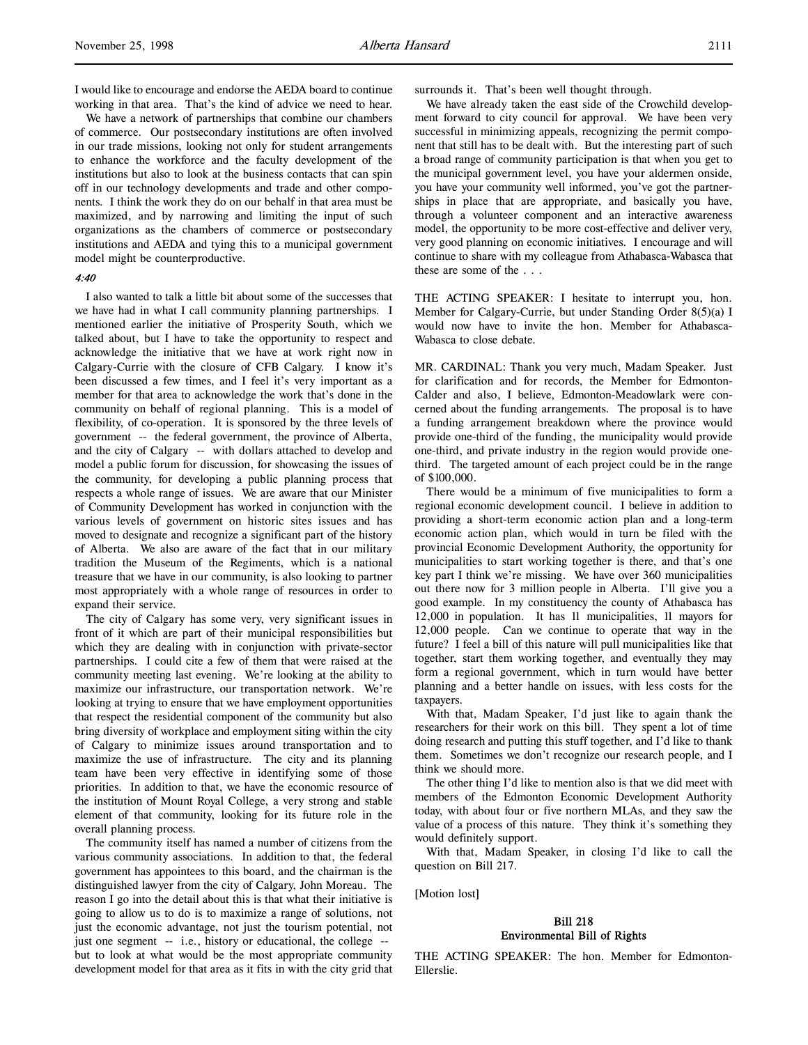I would like to encourage and endorse the AEDA board to continue working in that area. That's the kind of advice we need to hear.

We have a network of partnerships that combine our chambers of commerce. Our postsecondary institutions are often involved in our trade missions, looking not only for student arrangements to enhance the workforce and the faculty development of the institutions but also to look at the business contacts that can spin off in our technology developments and trade and other components. I think the work they do on our behalf in that area must be maximized, and by narrowing and limiting the input of such organizations as the chambers of commerce or postsecondary institutions and AEDA and tying this to a municipal government model might be counterproductive.

*4:40*

I also wanted to talk a little bit about some of the successes that we have had in what I call community planning partnerships. I mentioned earlier the initiative of Prosperity South, which we talked about, but I have to take the opportunity to respect and acknowledge the initiative that we have at work right now in Calgary-Currie with the closure of CFB Calgary. I know it's been discussed a few times, and I feel it's very important as a member for that area to acknowledge the work that's done in the community on behalf of regional planning. This is a model of flexibility, of co-operation. It is sponsored by the three levels of government -- the federal government, the province of Alberta, and the city of Calgary -- with dollars attached to develop and model a public forum for discussion, for showcasing the issues of the community, for developing a public planning process that respects a whole range of issues. We are aware that our Minister of Community Development has worked in conjunction with the various levels of government on historic sites issues and has moved to designate and recognize a significant part of the history of Alberta. We also are aware of the fact that in our military tradition the Museum of the Regiments, which is a national treasure that we have in our community, is also looking to partner most appropriately with a whole range of resources in order to expand their service.

The city of Calgary has some very, very significant issues in front of it which are part of their municipal responsibilities but which they are dealing with in conjunction with private-sector partnerships. I could cite a few of them that were raised at the community meeting last evening. We're looking at the ability to maximize our infrastructure, our transportation network. We're looking at trying to ensure that we have employment opportunities that respect the residential component of the community but also bring diversity of workplace and employment siting within the city of Calgary to minimize issues around transportation and to maximize the use of infrastructure. The city and its planning team have been very effective in identifying some of those priorities. In addition to that, we have the economic resource of the institution of Mount Royal College, a very strong and stable element of that community, looking for its future role in the overall planning process.

The community itself has named a number of citizens from the various community associations. In addition to that, the federal government has appointees to this board, and the chairman is the distinguished lawyer from the city of Calgary, John Moreau. The reason I go into the detail about this is that what their initiative is going to allow us to do is to maximize a range of solutions, not just the economic advantage, not just the tourism potential, not just one segment -- i.e., history or educational, the college -- but to look at what would be the most appropriate community development model for that area as it fits in with the city grid that surrounds it. That's been well thought through.

We have already taken the east side of the Crowchild development forward to city council for approval. We have been very successful in minimizing appeals, recognizing the permit component that still has to be dealt with. But the interesting part of such a broad range of community participation is that when you get to the municipal government level, you have your aldermen onside, you have your community well informed, you've got the partnerships in place that are appropriate, and basically you have, through a volunteer component and an interactive awareness model, the opportunity to be more cost-effective and deliver very, very good planning on economic initiatives. I encourage and will continue to share with my colleague from Athabasca-Wabasca that these are some of the . . .

THE ACTING SPEAKER: I hesitate to interrupt you, hon. Member for Calgary-Currie, but under Standing Order 8(5)(a) I would now have to invite the hon. Member for Athabasca-Wabasca to close debate.

MR. CARDINAL: Thank you very much, Madam Speaker. Just for clarification and for records, the Member for Edmonton-Calder and also, I believe, Edmonton-Meadowlark were concerned about the funding arrangements. The proposal is to have a funding arrangement breakdown where the province would provide one-third of the funding, the municipality would provide one-third, and private industry in the region would provide one-third. The targeted amount of each project could be in the range of $100,000.

There would be a minimum of five municipalities to form a regional economic development council. I believe in addition to providing a short-term economic action plan and a long-term economic action plan, which would in turn be filed with the provincial Economic Development Authority, the opportunity for municipalities to start working together is there, and that's one key part I think we're missing. We have over 360 municipalities out there now for 3 million people in Alberta. I'll give you a good example. In my constituency the county of Athabasca has 12,000 in population. It has 11 municipalities, 11 mayors for 12,000 people. Can we continue to operate that way in the future? I feel a bill of this nature will pull municipalities like that together, start them working together, and eventually they may form a regional government, which in turn would have better planning and a better handle on issues, with less costs for the taxpayers.

With that, Madam Speaker, I'd just like to again thank the researchers for their work on this bill. They spent a lot of time doing research and putting this stuff together, and I'd like to thank them. Sometimes we don't recognize our research people, and I think we should more.

The other thing I'd like to mention also is that we did meet with members of the Edmonton Economic Development Authority today, with about four or five northern MLAs, and they saw the value of a process of this nature. They think it's something they would definitely support.

With that, Madam Speaker, in closing I'd like to call the question on Bill 217.

[Motion lost]

## Bill 218
## Environmental Bill of Rights

THE ACTING SPEAKER: The hon. Member for Edmonton-Ellerslie.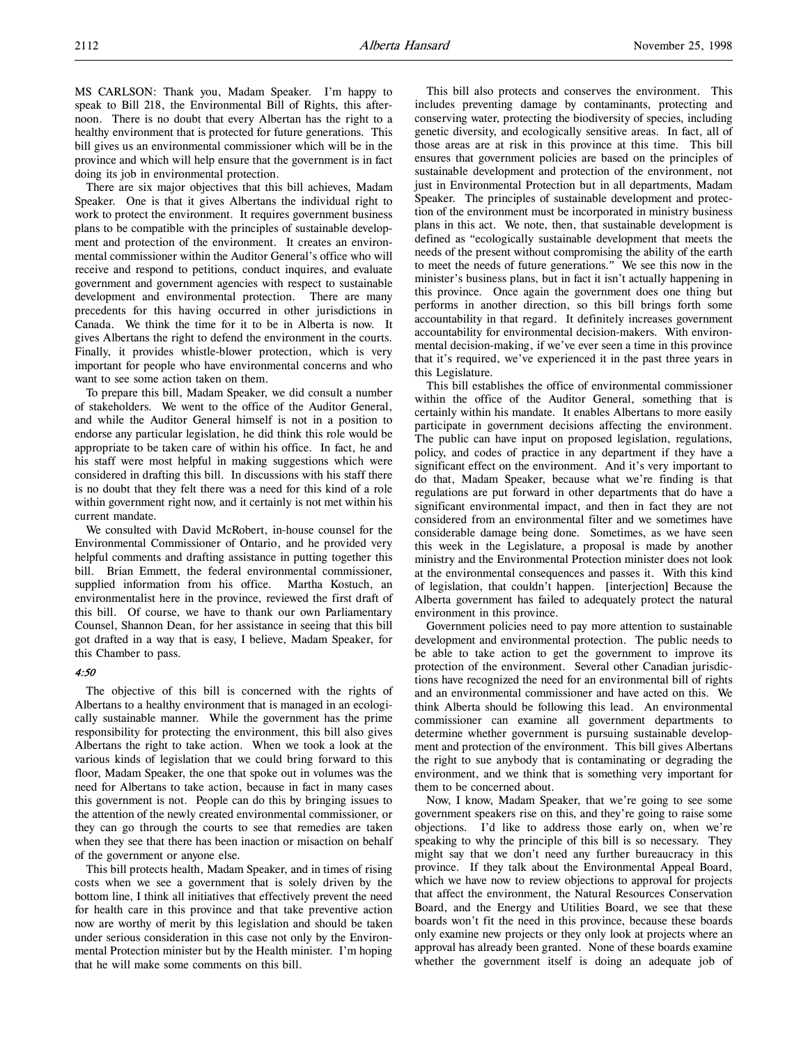MS CARLSON: Thank you, Madam Speaker. I'm happy to speak to Bill 218, the Environmental Bill of Rights, this afternoon. There is no doubt that every Albertan has the right to a healthy environment that is protected for future generations. This bill gives us an environmental commissioner which will be in the province and which will help ensure that the government is in fact doing its job in environmental protection.

There are six major objectives that this bill achieves, Madam Speaker. One is that it gives Albertans the individual right to work to protect the environment. It requires government business plans to be compatible with the principles of sustainable development and protection of the environment. It creates an environmental commissioner within the Auditor General's office who will receive and respond to petitions, conduct inquires, and evaluate government and government agencies with respect to sustainable development and environmental protection. There are many precedents for this having occurred in other jurisdictions in Canada. We think the time for it to be in Alberta is now. It gives Albertans the right to defend the environment in the courts. Finally, it provides whistle-blower protection, which is very important for people who have environmental concerns and who want to see some action taken on them.

To prepare this bill, Madam Speaker, we did consult a number of stakeholders. We went to the office of the Auditor General, and while the Auditor General himself is not in a position to endorse any particular legislation, he did think this role would be appropriate to be taken care of within his office. In fact, he and his staff were most helpful in making suggestions which were considered in drafting this bill. In discussions with his staff there is no doubt that they felt there was a need for this kind of a role within government right now, and it certainly is not met within his current mandate.

We consulted with David McRobert, in-house counsel for the Environmental Commissioner of Ontario, and he provided very helpful comments and drafting assistance in putting together this bill. Brian Emmett, the federal environmental commissioner, supplied information from his office. Martha Kostuch, an environmentalist here in the province, reviewed the first draft of this bill. Of course, we have to thank our own Parliamentary Counsel, Shannon Dean, for her assistance in seeing that this bill got drafted in a way that is easy, I believe, Madam Speaker, for this Chamber to pass.

*4:50*

The objective of this bill is concerned with the rights of Albertans to a healthy environment that is managed in an ecologically sustainable manner. While the government has the prime responsibility for protecting the environment, this bill also gives Albertans the right to take action. When we took a look at the various kinds of legislation that we could bring forward to this floor, Madam Speaker, the one that spoke out in volumes was the need for Albertans to take action, because in fact in many cases this government is not. People can do this by bringing issues to the attention of the newly created environmental commissioner, or they can go through the courts to see that remedies are taken when they see that there has been inaction or misaction on behalf of the government or anyone else.

This bill protects health, Madam Speaker, and in times of rising costs when we see a government that is solely driven by the bottom line, I think all initiatives that effectively prevent the need for health care in this province and that take preventive action now are worthy of merit by this legislation and should be taken under serious consideration in this case not only by the Environmental Protection minister but by the Health minister. I'm hoping that he will make some comments on this bill.

This bill also protects and conserves the environment. This includes preventing damage by contaminants, protecting and conserving water, protecting the biodiversity of species, including genetic diversity, and ecologically sensitive areas. In fact, all of those areas are at risk in this province at this time. This bill ensures that government policies are based on the principles of sustainable development and protection of the environment, not just in Environmental Protection but in all departments, Madam Speaker. The principles of sustainable development and protection of the environment must be incorporated in ministry business plans in this act. We note, then, that sustainable development is defined as "ecologically sustainable development that meets the needs of the present without compromising the ability of the earth to meet the needs of future generations." We see this now in the minister's business plans, but in fact it isn't actually happening in this province. Once again the government does one thing but performs in another direction, so this bill brings forth some accountability in that regard. It definitely increases government accountability for environmental decision-makers. With environmental decision-making, if we've ever seen a time in this province that it's required, we've experienced it in the past three years in this Legislature.

This bill establishes the office of environmental commissioner within the office of the Auditor General, something that is certainly within his mandate. It enables Albertans to more easily participate in government decisions affecting the environment. The public can have input on proposed legislation, regulations, policy, and codes of practice in any department if they have a significant effect on the environment. And it's very important to do that, Madam Speaker, because what we're finding is that regulations are put forward in other departments that do have a significant environmental impact, and then in fact they are not considered from an environmental filter and we sometimes have considerable damage being done. Sometimes, as we have seen this week in the Legislature, a proposal is made by another ministry and the Environmental Protection minister does not look at the environmental consequences and passes it. With this kind of legislation, that couldn't happen. [interjection] Because the Alberta government has failed to adequately protect the natural environment in this province.

Government policies need to pay more attention to sustainable development and environmental protection. The public needs to be able to take action to get the government to improve its protection of the environment. Several other Canadian jurisdictions have recognized the need for an environmental bill of rights and an environmental commissioner and have acted on this. We think Alberta should be following this lead. An environmental commissioner can examine all government departments to determine whether government is pursuing sustainable development and protection of the environment. This bill gives Albertans the right to sue anybody that is contaminating or degrading the environment, and we think that is something very important for them to be concerned about.

Now, I know, Madam Speaker, that we're going to see some government speakers rise on this, and they're going to raise some objections. I'd like to address those early on, when we're speaking to why the principle of this bill is so necessary. They might say that we don't need any further bureaucracy in this province. If they talk about the Environmental Appeal Board, which we have now to review objections to approval for projects that affect the environment, the Natural Resources Conservation Board, and the Energy and Utilities Board, we see that these boards won't fit the need in this province, because these boards only examine new projects or they only look at projects where an approval has already been granted. None of these boards examine whether the government itself is doing an adequate job of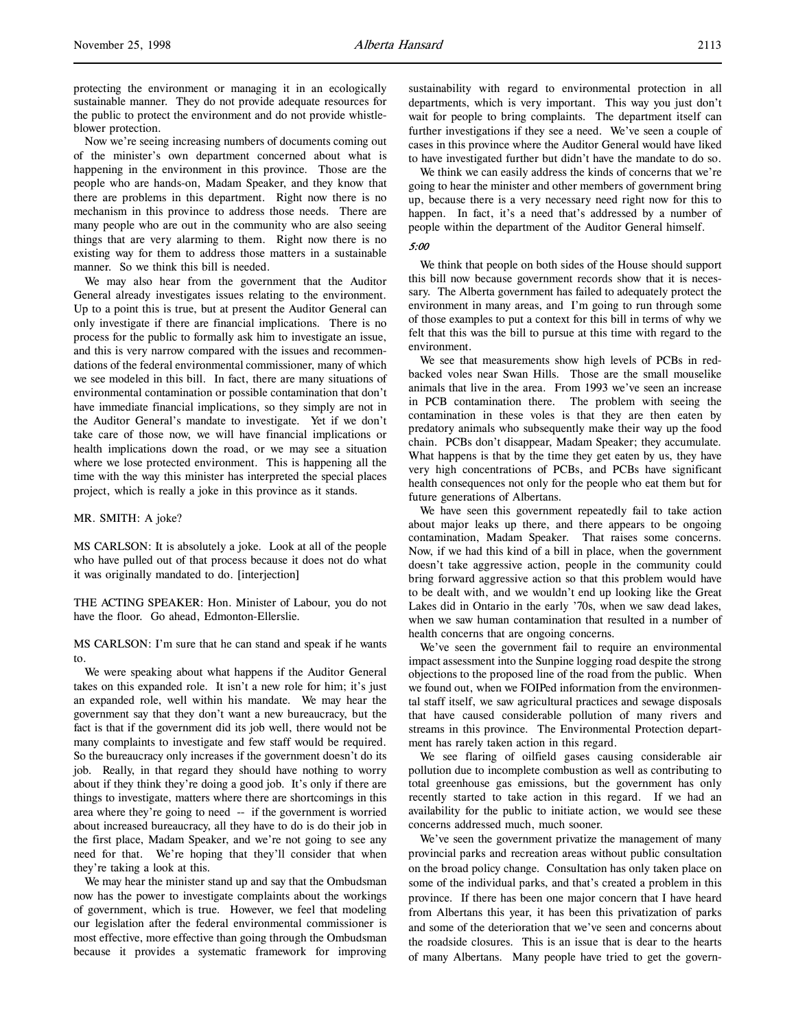protecting the environment or managing it in an ecologically sustainable manner. They do not provide adequate resources for the public to protect the environment and do not provide whistle-blower protection.

Now we're seeing increasing numbers of documents coming out of the minister's own department concerned about what is happening in the environment in this province. Those are the people who are hands-on, Madam Speaker, and they know that there are problems in this department. Right now there is no mechanism in this province to address those needs. There are many people who are out in the community who are also seeing things that are very alarming to them. Right now there is no existing way for them to address those matters in a sustainable manner. So we think this bill is needed.

We may also hear from the government that the Auditor General already investigates issues relating to the environment. Up to a point this is true, but at present the Auditor General can only investigate if there are financial implications. There is no process for the public to formally ask him to investigate an issue, and this is very narrow compared with the issues and recommendations of the federal environmental commissioner, many of which we see modeled in this bill. In fact, there are many situations of environmental contamination or possible contamination that don't have immediate financial implications, so they simply are not in the Auditor General's mandate to investigate. Yet if we don't take care of those now, we will have financial implications or health implications down the road, or we may see a situation where we lose protected environment. This is happening all the time with the way this minister has interpreted the special places project, which is really a joke in this province as it stands.

MR. SMITH: A joke?

MS CARLSON: It is absolutely a joke. Look at all of the people who have pulled out of that process because it does not do what it was originally mandated to do. [interjection]

THE ACTING SPEAKER: Hon. Minister of Labour, you do not have the floor. Go ahead, Edmonton-Ellerslie.

MS CARLSON: I'm sure that he can stand and speak if he wants to.

We were speaking about what happens if the Auditor General takes on this expanded role. It isn't a new role for him; it's just an expanded role, well within his mandate. We may hear the government say that they don't want a new bureaucracy, but the fact is that if the government did its job well, there would not be many complaints to investigate and few staff would be required. So the bureaucracy only increases if the government doesn't do its job. Really, in that regard they should have nothing to worry about if they think they're doing a good job. It's only if there are things to investigate, matters where there are shortcomings in this area where they're going to need -- if the government is worried about increased bureaucracy, all they have to do is do their job in the first place, Madam Speaker, and we're not going to see any need for that. We're hoping that they'll consider that when they're taking a look at this.

We may hear the minister stand up and say that the Ombudsman now has the power to investigate complaints about the workings of government, which is true. However, we feel that modeling our legislation after the federal environmental commissioner is most effective, more effective than going through the Ombudsman because it provides a systematic framework for improving sustainability with regard to environmental protection in all departments, which is very important. This way you just don't wait for people to bring complaints. The department itself can further investigations if they see a need. We've seen a couple of cases in this province where the Auditor General would have liked to have investigated further but didn't have the mandate to do so.

We think we can easily address the kinds of concerns that we're going to hear the minister and other members of government bring up, because there is a very necessary need right now for this to happen. In fact, it's a need that's addressed by a number of people within the department of the Auditor General himself.

*5:00*

We think that people on both sides of the House should support this bill now because government records show that it is necessary. The Alberta government has failed to adequately protect the environment in many areas, and I'm going to run through some of those examples to put a context for this bill in terms of why we felt that this was the bill to pursue at this time with regard to the environment.

We see that measurements show high levels of PCBs in red-backed voles near Swan Hills. Those are the small mouselike animals that live in the area. From 1993 we've seen an increase in PCB contamination there. The problem with seeing the contamination in these voles is that they are then eaten by predatory animals who subsequently make their way up the food chain. PCBs don't disappear, Madam Speaker; they accumulate. What happens is that by the time they get eaten by us, they have very high concentrations of PCBs, and PCBs have significant health consequences not only for the people who eat them but for future generations of Albertans.

We have seen this government repeatedly fail to take action about major leaks up there, and there appears to be ongoing contamination, Madam Speaker. That raises some concerns. Now, if we had this kind of a bill in place, when the government doesn't take aggressive action, people in the community could bring forward aggressive action so that this problem would have to be dealt with, and we wouldn't end up looking like the Great Lakes did in Ontario in the early '70s, when we saw dead lakes, when we saw human contamination that resulted in a number of health concerns that are ongoing concerns.

We've seen the government fail to require an environmental impact assessment into the Sunpine logging road despite the strong objections to the proposed line of the road from the public. When we found out, when we FOIPed information from the environmental staff itself, we saw agricultural practices and sewage disposals that have caused considerable pollution of many rivers and streams in this province. The Environmental Protection department has rarely taken action in this regard.

We see flaring of oilfield gases causing considerable air pollution due to incomplete combustion as well as contributing to total greenhouse gas emissions, but the government has only recently started to take action in this regard. If we had an availability for the public to initiate action, we would see these concerns addressed much, much sooner.

We've seen the government privatize the management of many provincial parks and recreation areas without public consultation on the broad policy change. Consultation has only taken place on some of the individual parks, and that's created a problem in this province. If there has been one major concern that I have heard from Albertans this year, it has been this privatization of parks and some of the deterioration that we've seen and concerns about the roadside closures. This is an issue that is dear to the hearts of many Albertans. Many people have tried to get the govern-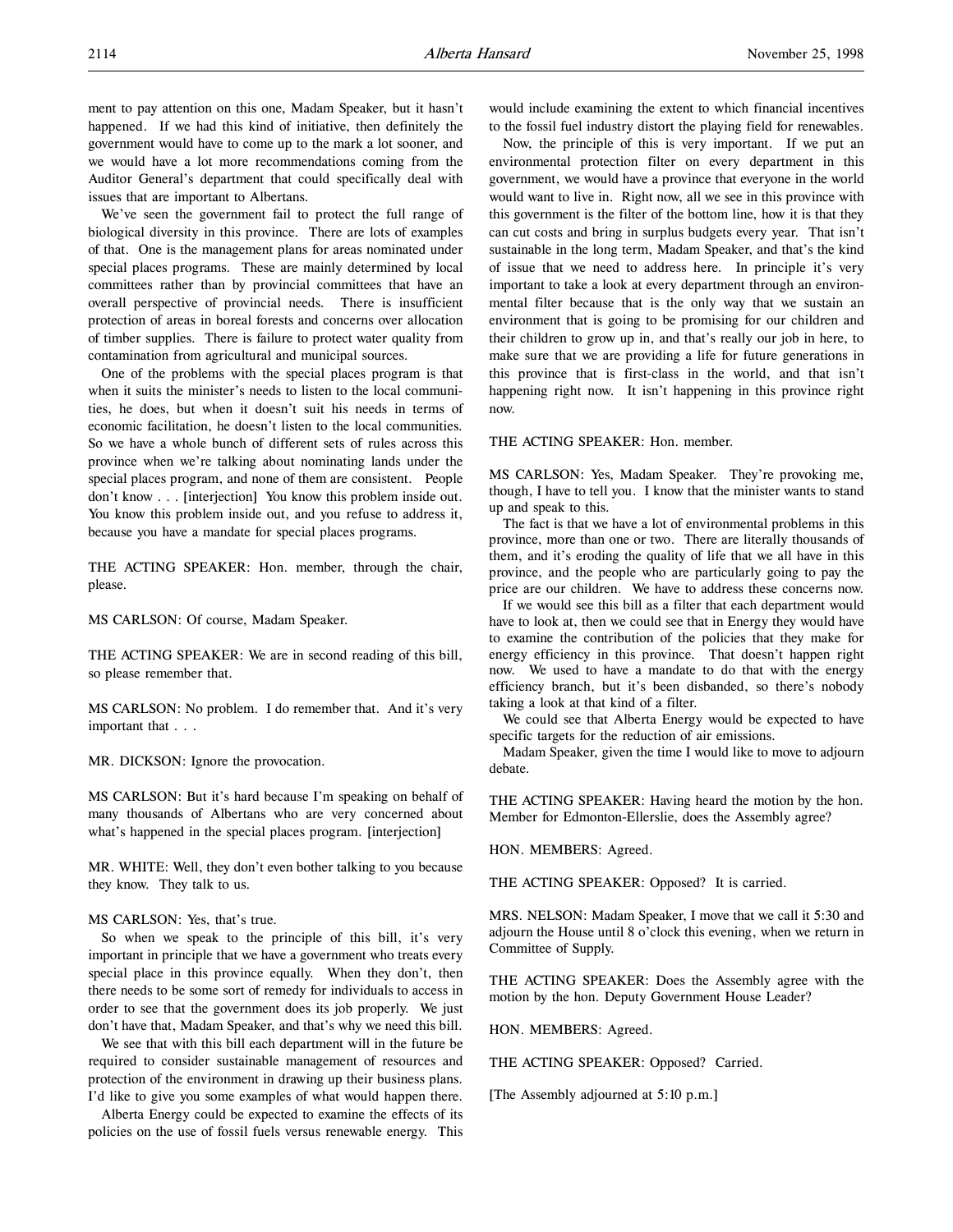ment to pay attention on this one, Madam Speaker, but it hasn't happened. If we had this kind of initiative, then definitely the government would have to come up to the mark a lot sooner, and we would have a lot more recommendations coming from the Auditor General's department that could specifically deal with issues that are important to Albertans.

We've seen the government fail to protect the full range of biological diversity in this province. There are lots of examples of that. One is the management plans for areas nominated under special places programs. These are mainly determined by local committees rather than by provincial committees that have an overall perspective of provincial needs. There is insufficient protection of areas in boreal forests and concerns over allocation of timber supplies. There is failure to protect water quality from contamination from agricultural and municipal sources.

One of the problems with the special places program is that when it suits the minister's needs to listen to the local communities, he does, but when it doesn't suit his needs in terms of economic facilitation, he doesn't listen to the local communities. So we have a whole bunch of different sets of rules across this province when we're talking about nominating lands under the special places program, and none of them are consistent. People don't know . . . [interjection] You know this problem inside out. You know this problem inside out, and you refuse to address it, because you have a mandate for special places programs.

THE ACTING SPEAKER: Hon. member, through the chair, please.

MS CARLSON: Of course, Madam Speaker.

THE ACTING SPEAKER: We are in second reading of this bill, so please remember that.

MS CARLSON: No problem. I do remember that. And it's very important that . . .

MR. DICKSON: Ignore the provocation.

MS CARLSON: But it's hard because I'm speaking on behalf of many thousands of Albertans who are very concerned about what's happened in the special places program. [interjection]

MR. WHITE: Well, they don't even bother talking to you because they know. They talk to us.

MS CARLSON: Yes, that's true.

So when we speak to the principle of this bill, it's very important in principle that we have a government who treats every special place in this province equally. When they don't, then there needs to be some sort of remedy for individuals to access in order to see that the government does its job properly. We just don't have that, Madam Speaker, and that's why we need this bill.

We see that with this bill each department will in the future be required to consider sustainable management of resources and protection of the environment in drawing up their business plans. I'd like to give you some examples of what would happen there.

Alberta Energy could be expected to examine the effects of its policies on the use of fossil fuels versus renewable energy. This would include examining the extent to which financial incentives to the fossil fuel industry distort the playing field for renewables.

Now, the principle of this is very important. If we put an environmental protection filter on every department in this government, we would have a province that everyone in the world would want to live in. Right now, all we see in this province with this government is the filter of the bottom line, how it is that they can cut costs and bring in surplus budgets every year. That isn't sustainable in the long term, Madam Speaker, and that's the kind of issue that we need to address here. In principle it's very important to take a look at every department through an environmental filter because that is the only way that we sustain an environment that is going to be promising for our children and their children to grow up in, and that's really our job in here, to make sure that we are providing a life for future generations in this province that is first-class in the world, and that isn't happening right now. It isn't happening in this province right now.

THE ACTING SPEAKER: Hon. member.

MS CARLSON: Yes, Madam Speaker. They're provoking me, though, I have to tell you. I know that the minister wants to stand up and speak to this.

The fact is that we have a lot of environmental problems in this province, more than one or two. There are literally thousands of them, and it's eroding the quality of life that we all have in this province, and the people who are particularly going to pay the price are our children. We have to address these concerns now.

If we would see this bill as a filter that each department would have to look at, then we could see that in Energy they would have to examine the contribution of the policies that they make for energy efficiency in this province. That doesn't happen right now. We used to have a mandate to do that with the energy efficiency branch, but it's been disbanded, so there's nobody taking a look at that kind of a filter.

We could see that Alberta Energy would be expected to have specific targets for the reduction of air emissions.

Madam Speaker, given the time I would like to move to adjourn debate.

THE ACTING SPEAKER: Having heard the motion by the hon. Member for Edmonton-Ellerslie, does the Assembly agree?

HON. MEMBERS: Agreed.

THE ACTING SPEAKER: Opposed? It is carried.

MRS. NELSON: Madam Speaker, I move that we call it 5:30 and adjourn the House until 8 o'clock this evening, when we return in Committee of Supply.

THE ACTING SPEAKER: Does the Assembly agree with the motion by the hon. Deputy Government House Leader?

HON. MEMBERS: Agreed.

THE ACTING SPEAKER: Opposed? Carried.

[The Assembly adjourned at 5:10 p.m.]